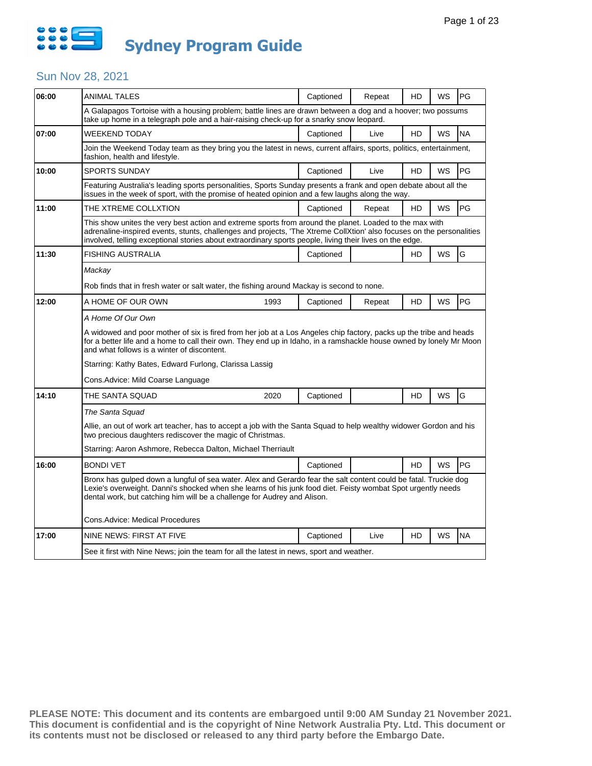# Sydney Program Guide

## Sun Nov 28, 2021

| Time | Program | Year | Captioned | Status | HD | WS | Rating |
|---|---|---|---|---|---|---|---|
| 06:00 | ANIMAL TALES | | Captioned | Repeat | HD | WS | PG |
| | A Galapagos Tortoise with a housing problem; battle lines are drawn between a dog and a hoover; two possums take up home in a telegraph pole and a hair-raising check-up for a snarky snow leopard. | | | | | | |
| 07:00 | WEEKEND TODAY | | Captioned | Live | HD | WS | NA |
| | Join the Weekend Today team as they bring you the latest in news, current affairs, sports, politics, entertainment, fashion, health and lifestyle. | | | | | | |
| 10:00 | SPORTS SUNDAY | | Captioned | Live | HD | WS | PG |
| | Featuring Australia's leading sports personalities, Sports Sunday presents a frank and open debate about all the issues in the week of sport, with the promise of heated opinion and a few laughs along the way. | | | | | | |
| 11:00 | THE XTREME COLLXTION | | Captioned | Repeat | HD | WS | PG |
| | This show unites the very best action and extreme sports from around the planet. Loaded to the max with adrenaline-inspired events, stunts, challenges and projects, 'The Xtreme CollXtion' also focuses on the personalities involved, telling exceptional stories about extraordinary sports people, living their lives on the edge. | | | | | | |
| 11:30 | FISHING AUSTRALIA | | Captioned | | HD | WS | G |
| | *Mackay*<br><br>Rob finds that in fresh water or salt water, the fishing around Mackay is second to none. | | | | | | |
| 12:00 | A HOME OF OUR OWN | 1993 | Captioned | Repeat | HD | WS | PG |
| | *A Home Of Our Own*<br><br>A widowed and poor mother of six is fired from her job at a Los Angeles chip factory, packs up the tribe and heads for a better life and a home to call their own. They end up in Idaho, in a ramshackle house owned by lonely Mr Moon and what follows is a winter of discontent.<br><br>Starring: Kathy Bates, Edward Furlong, Clarissa Lassig<br><br>Cons.Advice: Mild Coarse Language | | | | | | |
| 14:10 | THE SANTA SQUAD | 2020 | Captioned | | HD | WS | G |
| | *The Santa Squad*<br><br>Allie, an out of work art teacher, has to accept a job with the Santa Squad to help wealthy widower Gordon and his two precious daughters rediscover the magic of Christmas.<br><br>Starring: Aaron Ashmore, Rebecca Dalton, Michael Therriault | | | | | | |
| 16:00 | BONDI VET | | Captioned | | HD | WS | PG |
| | Bronx has gulped down a lungful of sea water. Alex and Gerardo fear the salt content could be fatal. Truckie dog Lexie's overweight. Danni's shocked when she learns of his junk food diet. Feisty wombat Spot urgently needs dental work, but catching him will be a challenge for Audrey and Alison.<br><br>Cons.Advice: Medical Procedures | | | | | | |
| 17:00 | NINE NEWS: FIRST AT FIVE | | Captioned | Live | HD | WS | NA |
| | See it first with Nine News; join the team for all the latest in news, sport and weather. | | | | | | |

**PLEASE NOTE: This document and its contents are embargoed until 9:00 AM Sunday 21 November 2021. This document is confidential and is the copyright of Nine Network Australia Pty. Ltd. This document or its contents must not be disclosed or released to any third party before the Embargo Date.**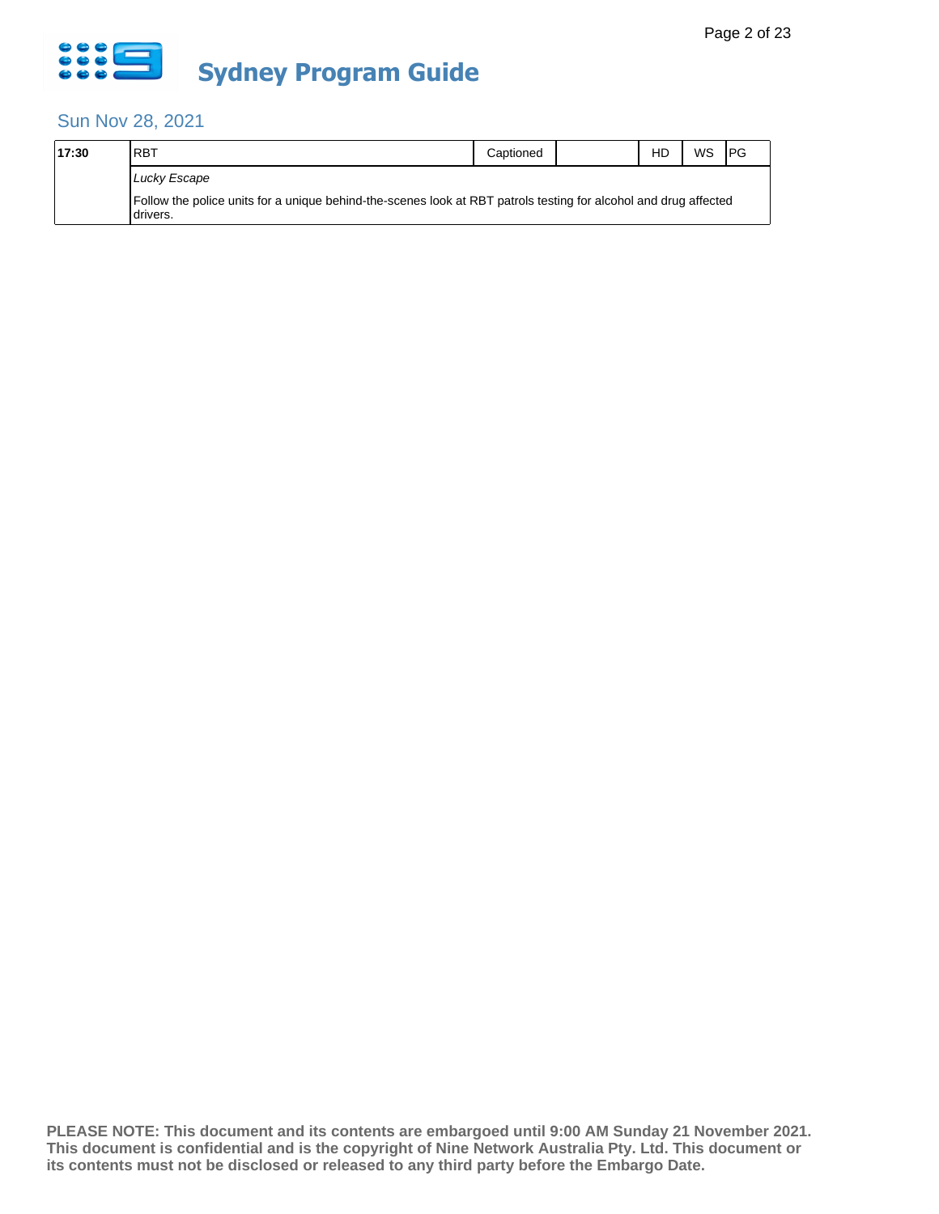# Sydney Program Guide

## Sun Nov 28, 2021

| 17:30 | RBT | Captioned | | HD | WS | PG |
|---|---|---|---|---|---|---|
| | *Lucky Escape* | | | | | |
| | Follow the police units for a unique behind-the-scenes look at RBT patrols testing for alcohol and drug affected drivers. | | | | | |

**PLEASE NOTE: This document and its contents are embargoed until 9:00 AM Sunday 21 November 2021. This document is confidential and is the copyright of Nine Network Australia Pty. Ltd. This document or its contents must not be disclosed or released to any third party before the Embargo Date.**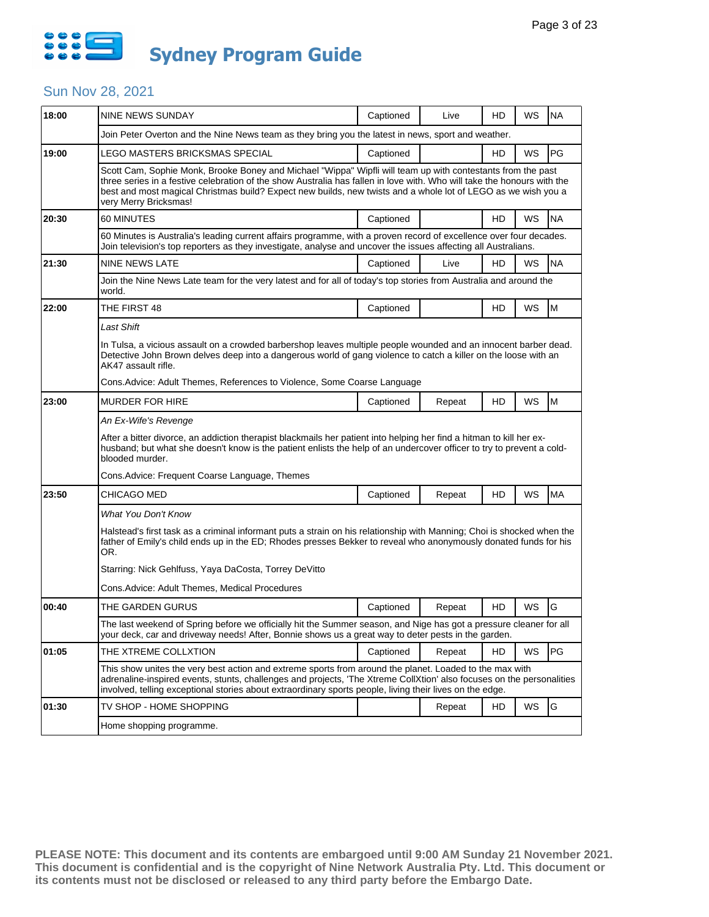# Sydney Program Guide

## Sun Nov 28, 2021

| Time | Program | Captioned | Live/Repeat | HD | WS | Rating |
|---|---|---|---|---|---|---|
| 18:00 | NINE NEWS SUNDAY | Captioned | Live | HD | WS | NA |
| | Join Peter Overton and the Nine News team as they bring you the latest in news, sport and weather. | | | | | |
| 19:00 | LEGO MASTERS BRICKSMAS SPECIAL | Captioned | | HD | WS | PG |
| | Scott Cam, Sophie Monk, Brooke Boney and Michael "Wippa" Wipfli will team up with contestants from the past three series in a festive celebration of the show Australia has fallen in love with. Who will take the honours with the best and most magical Christmas build? Expect new builds, new twists and a whole lot of LEGO as we wish you a very Merry Bricksmas! | | | | | |
| 20:30 | 60 MINUTES | Captioned | | HD | WS | NA |
| | 60 Minutes is Australia's leading current affairs programme, with a proven record of excellence over four decades. Join television's top reporters as they investigate, analyse and uncover the issues affecting all Australians. | | | | | |
| 21:30 | NINE NEWS LATE | Captioned | Live | HD | WS | NA |
| | Join the Nine News Late team for the very latest and for all of today's top stories from Australia and around the world. | | | | | |
| 22:00 | THE FIRST 48 | Captioned | | HD | WS | M |
| | *Last Shift*<br><br>In Tulsa, a vicious assault on a crowded barbershop leaves multiple people wounded and an innocent barber dead. Detective John Brown delves deep into a dangerous world of gang violence to catch a killer on the loose with an AK47 assault rifle.<br><br>Cons.Advice: Adult Themes, References to Violence, Some Coarse Language | | | | | |
| 23:00 | MURDER FOR HIRE | Captioned | Repeat | HD | WS | M |
| | *An Ex-Wife's Revenge*<br><br>After a bitter divorce, an addiction therapist blackmails her patient into helping her find a hitman to kill her ex-husband; but what she doesn't know is the patient enlists the help of an undercover officer to try to prevent a cold-blooded murder.<br><br>Cons.Advice: Frequent Coarse Language, Themes | | | | | |
| 23:50 | CHICAGO MED | Captioned | Repeat | HD | WS | MA |
| | *What You Don't Know*<br><br>Halstead's first task as a criminal informant puts a strain on his relationship with Manning; Choi is shocked when the father of Emily's child ends up in the ED; Rhodes presses Bekker to reveal who anonymously donated funds for his OR.<br><br>Starring: Nick Gehlfuss, Yaya DaCosta, Torrey DeVitto<br><br>Cons.Advice: Adult Themes, Medical Procedures | | | | | |
| 00:40 | THE GARDEN GURUS | Captioned | Repeat | HD | WS | G |
| | The last weekend of Spring before we officially hit the Summer season, and Nige has got a pressure cleaner for all your deck, car and driveway needs! After, Bonnie shows us a great way to deter pests in the garden. | | | | | |
| 01:05 | THE XTREME COLLXTION | Captioned | Repeat | HD | WS | PG |
| | This show unites the very best action and extreme sports from around the planet. Loaded to the max with adrenaline-inspired events, stunts, challenges and projects, 'The Xtreme CollXtion' also focuses on the personalities involved, telling exceptional stories about extraordinary sports people, living their lives on the edge. | | | | | |
| 01:30 | TV SHOP - HOME SHOPPING | | Repeat | HD | WS | G |
| | Home shopping programme. | | | | | |

**PLEASE NOTE: This document and its contents are embargoed until 9:00 AM Sunday 21 November 2021. This document is confidential and is the copyright of Nine Network Australia Pty. Ltd. This document or its contents must not be disclosed or released to any third party before the Embargo Date.**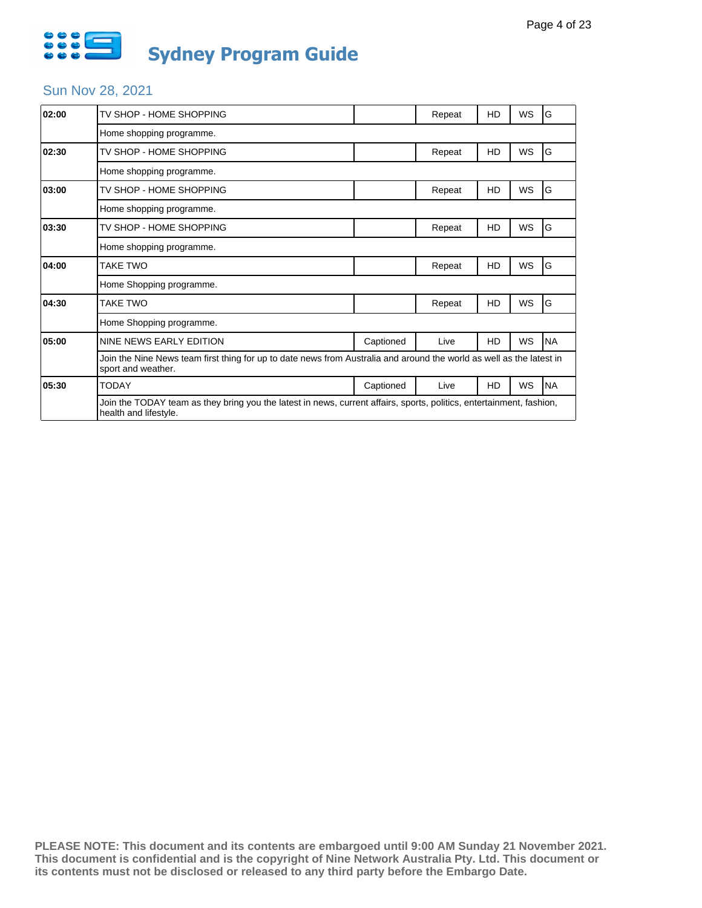# Sydney Program Guide

## Sun Nov 28, 2021

| Time | Program | Captioned | Status | HD | WS | Rating |
|---|---|---|---|---|---|---|
| 02:00 | TV SHOP - HOME SHOPPING | | Repeat | HD | WS | G |
| | Home shopping programme. | | | | | |
| 02:30 | TV SHOP - HOME SHOPPING | | Repeat | HD | WS | G |
| | Home shopping programme. | | | | | |
| 03:00 | TV SHOP - HOME SHOPPING | | Repeat | HD | WS | G |
| | Home shopping programme. | | | | | |
| 03:30 | TV SHOP - HOME SHOPPING | | Repeat | HD | WS | G |
| | Home shopping programme. | | | | | |
| 04:00 | TAKE TWO | | Repeat | HD | WS | G |
| | Home Shopping programme. | | | | | |
| 04:30 | TAKE TWO | | Repeat | HD | WS | G |
| | Home Shopping programme. | | | | | |
| 05:00 | NINE NEWS EARLY EDITION | Captioned | Live | HD | WS | NA |
| | Join the Nine News team first thing for up to date news from Australia and around the world as well as the latest in sport and weather. | | | | | |
| 05:30 | TODAY | Captioned | Live | HD | WS | NA |
| | Join the TODAY team as they bring you the latest in news, current affairs, sports, politics, entertainment, fashion, health and lifestyle. | | | | | |

**PLEASE NOTE: This document and its contents are embargoed until 9:00 AM Sunday 21 November 2021. This document is confidential and is the copyright of Nine Network Australia Pty. Ltd. This document or its contents must not be disclosed or released to any third party before the Embargo Date.**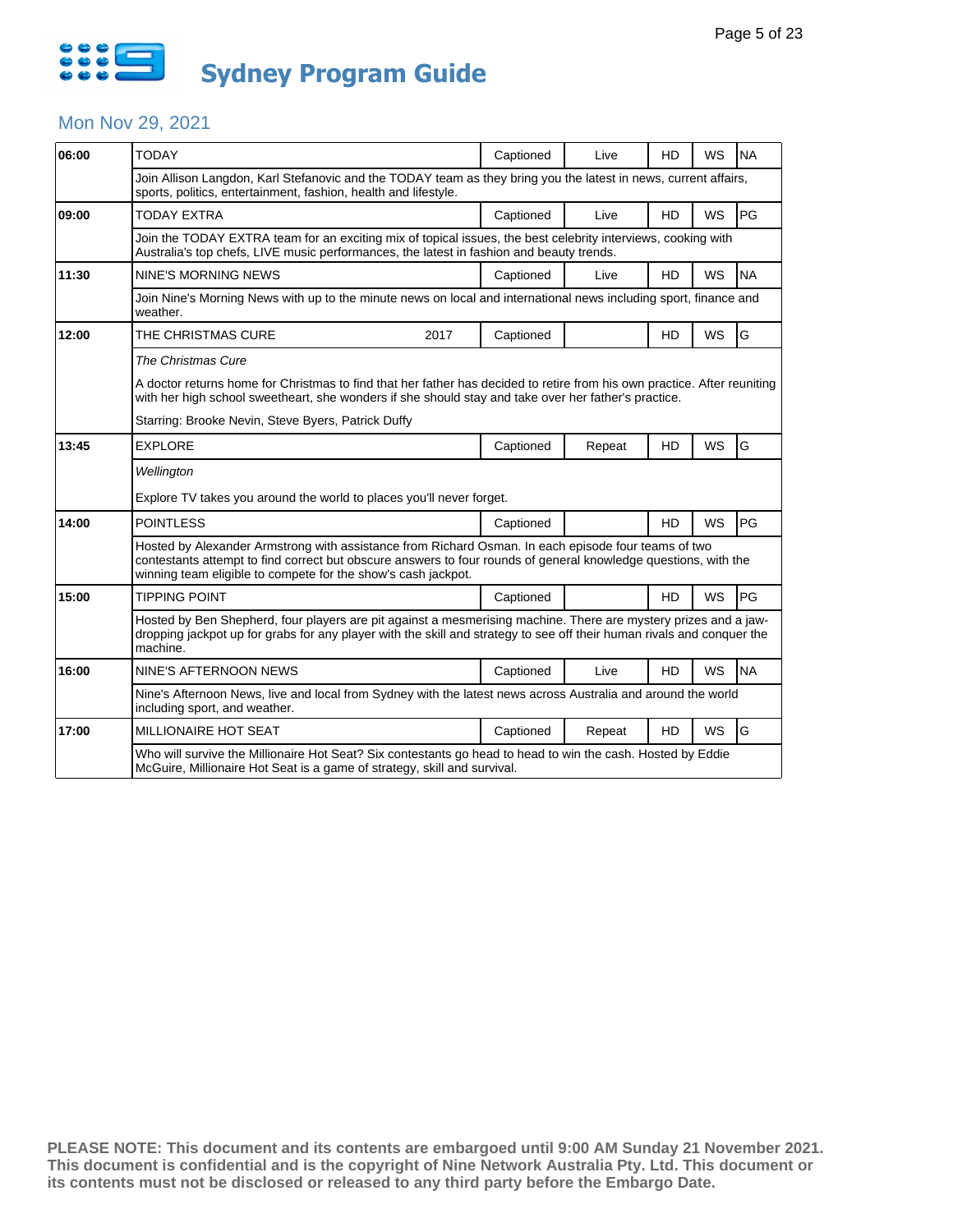# Sydney Program Guide

## Mon Nov 29, 2021

| Time | Program | Year | Captioned | Live/Repeat | HD | WS | Rating |
|---|---|---|---|---|---|---|---|
| 06:00 | TODAY | | Captioned | Live | HD | WS | NA |
| | Join Allison Langdon, Karl Stefanovic and the TODAY team as they bring you the latest in news, current affairs, sports, politics, entertainment, fashion, health and lifestyle. | | | | | | |
| 09:00 | TODAY EXTRA | | Captioned | Live | HD | WS | PG |
| | Join the TODAY EXTRA team for an exciting mix of topical issues, the best celebrity interviews, cooking with Australia's top chefs, LIVE music performances, the latest in fashion and beauty trends. | | | | | | |
| 11:30 | NINE'S MORNING NEWS | | Captioned | Live | HD | WS | NA |
| | Join Nine's Morning News with up to the minute news on local and international news including sport, finance and weather. | | | | | | |
| 12:00 | THE CHRISTMAS CURE | 2017 | Captioned | | HD | WS | G |
| | *The Christmas Cure*<br><br>A doctor returns home for Christmas to find that her father has decided to retire from his own practice. After reuniting with her high school sweetheart, she wonders if she should stay and take over her father's practice.<br><br>Starring: Brooke Nevin, Steve Byers, Patrick Duffy | | | | | | |
| 13:45 | EXPLORE | | Captioned | Repeat | HD | WS | G |
| | *Wellington*<br><br>Explore TV takes you around the world to places you'll never forget. | | | | | | |
| 14:00 | POINTLESS | | Captioned | | HD | WS | PG |
| | Hosted by Alexander Armstrong with assistance from Richard Osman. In each episode four teams of two contestants attempt to find correct but obscure answers to four rounds of general knowledge questions, with the winning team eligible to compete for the show's cash jackpot. | | | | | | |
| 15:00 | TIPPING POINT | | Captioned | | HD | WS | PG |
| | Hosted by Ben Shepherd, four players are pit against a mesmerising machine. There are mystery prizes and a jaw-dropping jackpot up for grabs for any player with the skill and strategy to see off their human rivals and conquer the machine. | | | | | | |
| 16:00 | NINE'S AFTERNOON NEWS | | Captioned | Live | HD | WS | NA |
| | Nine's Afternoon News, live and local from Sydney with the latest news across Australia and around the world including sport, and weather. | | | | | | |
| 17:00 | MILLIONAIRE HOT SEAT | | Captioned | Repeat | HD | WS | G |
| | Who will survive the Millionaire Hot Seat? Six contestants go head to head to win the cash. Hosted by Eddie McGuire, Millionaire Hot Seat is a game of strategy, skill and survival. | | | | | | |

**PLEASE NOTE: This document and its contents are embargoed until 9:00 AM Sunday 21 November 2021. This document is confidential and is the copyright of Nine Network Australia Pty. Ltd. This document or its contents must not be disclosed or released to any third party before the Embargo Date.**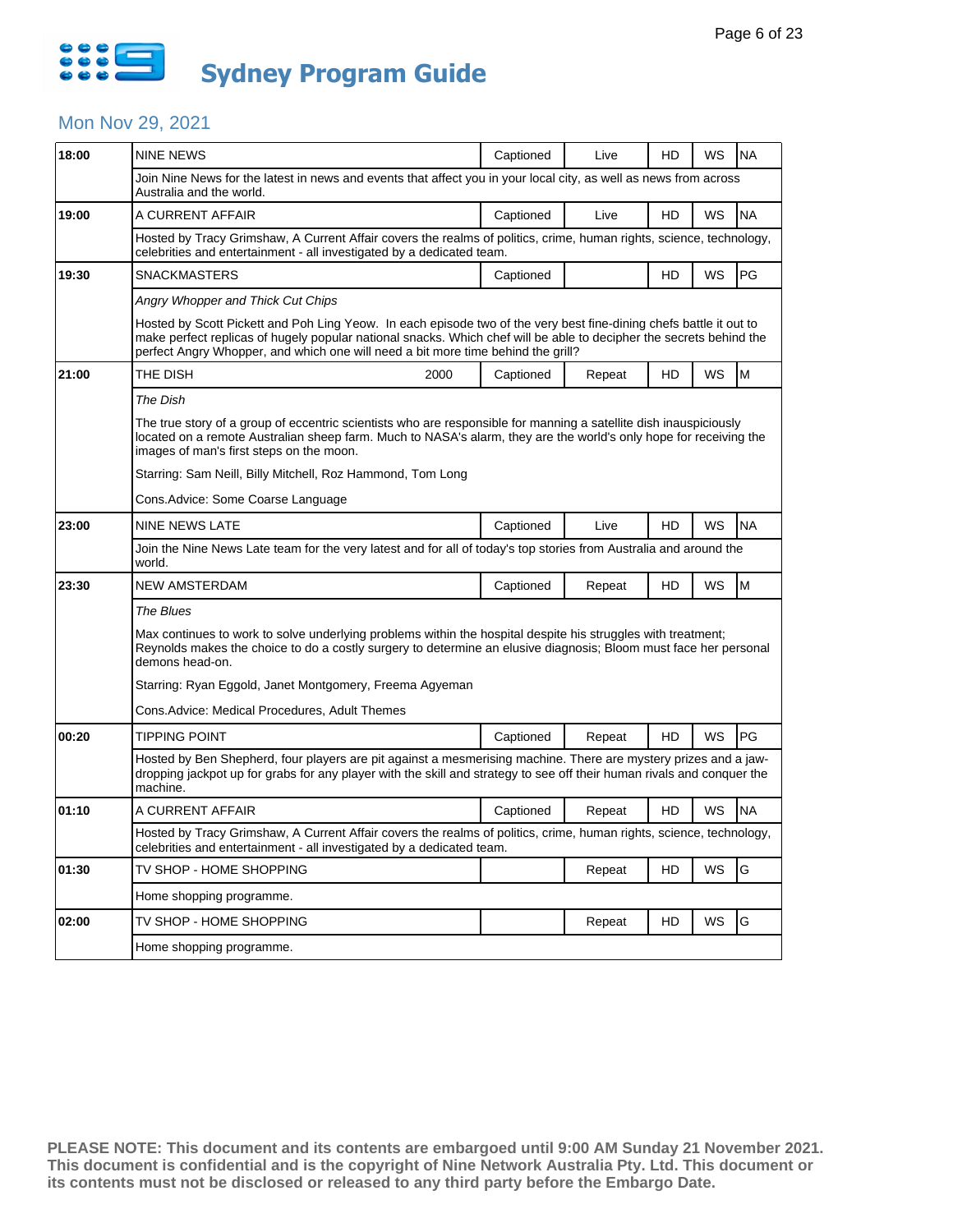# Sydney Program Guide

## Mon Nov 29, 2021

| Time | Program | Year | Captioned | Live/Repeat | HD | WS | Rating |
|---|---|---|---|---|---|---|---|
| 18:00 | NINE NEWS | | Captioned | Live | HD | WS | NA |
| | Join Nine News for the latest in news and events that affect you in your local city, as well as news from across Australia and the world. | | | | | | |
| 19:00 | A CURRENT AFFAIR | | Captioned | Live | HD | WS | NA |
| | Hosted by Tracy Grimshaw, A Current Affair covers the realms of politics, crime, human rights, science, technology, celebrities and entertainment - all investigated by a dedicated team. | | | | | | |
| 19:30 | SNACKMASTERS | | Captioned | | HD | WS | PG |
| | *Angry Whopper and Thick Cut Chips*<br><br>Hosted by Scott Pickett and Poh Ling Yeow. In each episode two of the very best fine-dining chefs battle it out to make perfect replicas of hugely popular national snacks. Which chef will be able to decipher the secrets behind the perfect Angry Whopper, and which one will need a bit more time behind the grill? | | | | | | |
| 21:00 | THE DISH | 2000 | Captioned | Repeat | HD | WS | M |
| | *The Dish*<br><br>The true story of a group of eccentric scientists who are responsible for manning a satellite dish inauspiciously located on a remote Australian sheep farm. Much to NASA's alarm, they are the world's only hope for receiving the images of man's first steps on the moon.<br><br>Starring: Sam Neill, Billy Mitchell, Roz Hammond, Tom Long<br><br>Cons.Advice: Some Coarse Language | | | | | | |
| 23:00 | NINE NEWS LATE | | Captioned | Live | HD | WS | NA |
| | Join the Nine News Late team for the very latest and for all of today's top stories from Australia and around the world. | | | | | | |
| 23:30 | NEW AMSTERDAM | | Captioned | Repeat | HD | WS | M |
| | *The Blues*<br><br>Max continues to work to solve underlying problems within the hospital despite his struggles with treatment; Reynolds makes the choice to do a costly surgery to determine an elusive diagnosis; Bloom must face her personal demons head-on.<br><br>Starring: Ryan Eggold, Janet Montgomery, Freema Agyeman<br><br>Cons.Advice: Medical Procedures, Adult Themes | | | | | | |
| 00:20 | TIPPING POINT | | Captioned | Repeat | HD | WS | PG |
| | Hosted by Ben Shepherd, four players are pit against a mesmerising machine. There are mystery prizes and a jaw-dropping jackpot up for grabs for any player with the skill and strategy to see off their human rivals and conquer the machine. | | | | | | |
| 01:10 | A CURRENT AFFAIR | | Captioned | Repeat | HD | WS | NA |
| | Hosted by Tracy Grimshaw, A Current Affair covers the realms of politics, crime, human rights, science, technology, celebrities and entertainment - all investigated by a dedicated team. | | | | | | |
| 01:30 | TV SHOP - HOME SHOPPING | | | Repeat | HD | WS | G |
| | Home shopping programme. | | | | | | |
| 02:00 | TV SHOP - HOME SHOPPING | | | Repeat | HD | WS | G |
| | Home shopping programme. | | | | | | |

**PLEASE NOTE: This document and its contents are embargoed until 9:00 AM Sunday 21 November 2021. This document is confidential and is the copyright of Nine Network Australia Pty. Ltd. This document or its contents must not be disclosed or released to any third party before the Embargo Date.**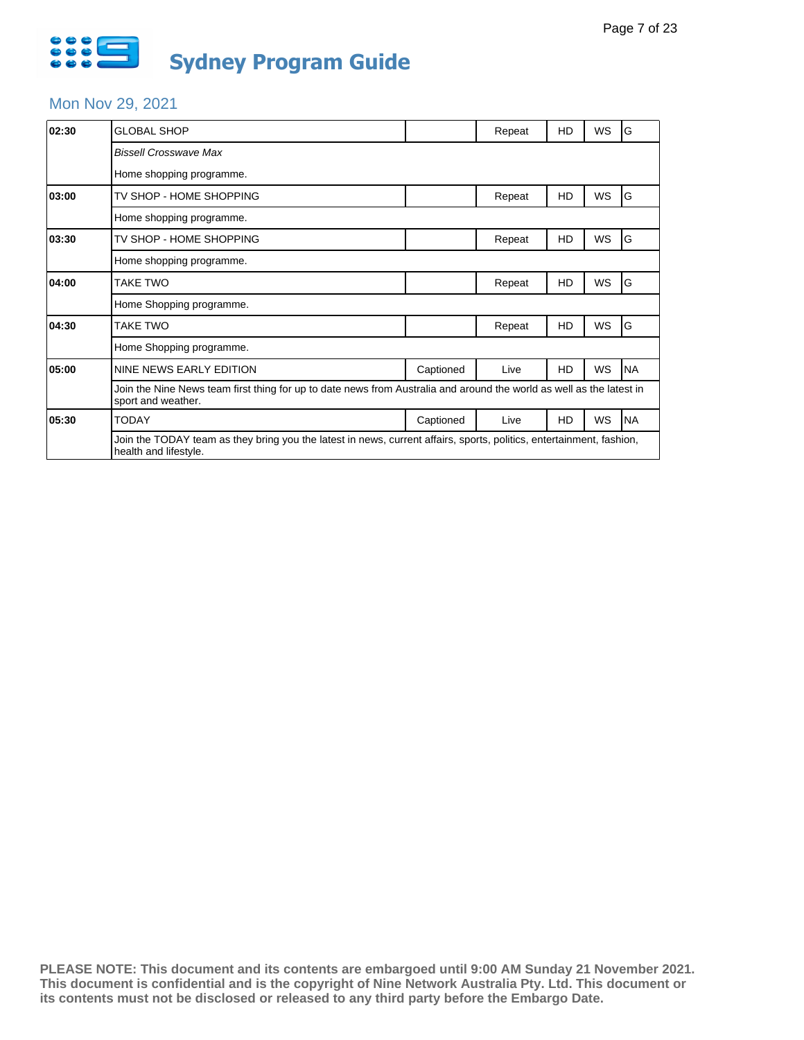# Sydney Program Guide

## Mon Nov 29, 2021

| Time | Program | Captioned | Status | HD | WS | Rating |
|---|---|---|---|---|---|---|
| 02:30 | GLOBAL SHOP | | Repeat | HD | WS | G |
| | *Bissell Crosswave Max* | | | | | |
| | Home shopping programme. | | | | | |
| 03:00 | TV SHOP - HOME SHOPPING | | Repeat | HD | WS | G |
| | Home shopping programme. | | | | | |
| 03:30 | TV SHOP - HOME SHOPPING | | Repeat | HD | WS | G |
| | Home shopping programme. | | | | | |
| 04:00 | TAKE TWO | | Repeat | HD | WS | G |
| | Home Shopping programme. | | | | | |
| 04:30 | TAKE TWO | | Repeat | HD | WS | G |
| | Home Shopping programme. | | | | | |
| 05:00 | NINE NEWS EARLY EDITION | Captioned | Live | HD | WS | NA |
| | Join the Nine News team first thing for up to date news from Australia and around the world as well as the latest in sport and weather. | | | | | |
| 05:30 | TODAY | Captioned | Live | HD | WS | NA |
| | Join the TODAY team as they bring you the latest in news, current affairs, sports, politics, entertainment, fashion, health and lifestyle. | | | | | |

**PLEASE NOTE: This document and its contents are embargoed until 9:00 AM Sunday 21 November 2021. This document is confidential and is the copyright of Nine Network Australia Pty. Ltd. This document or its contents must not be disclosed or released to any third party before the Embargo Date.**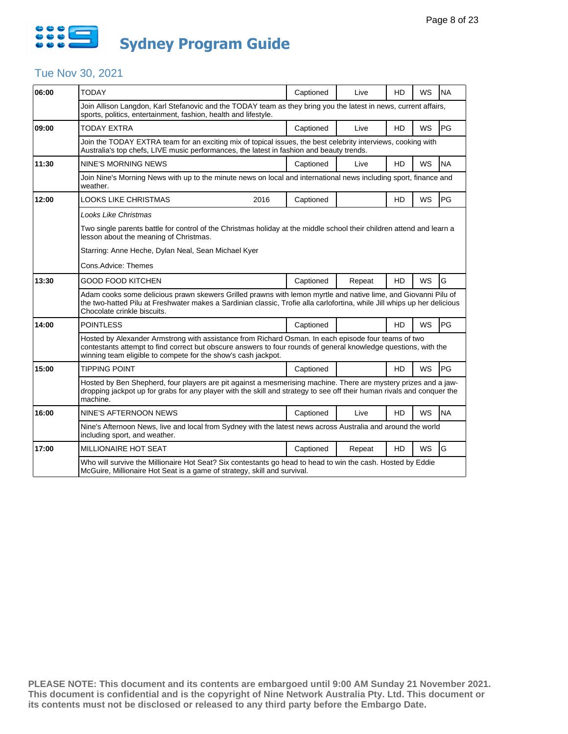# Sydney Program Guide

## Tue Nov 30, 2021

| Time | Program | Year | Captioned | Live/Repeat | HD | WS | Rating |
|---|---|---|---|---|---|---|---|
| 06:00 | TODAY | | Captioned | Live | HD | WS | NA |
| | Join Allison Langdon, Karl Stefanovic and the TODAY team as they bring you the latest in news, current affairs, sports, politics, entertainment, fashion, health and lifestyle. | | | | | | |
| 09:00 | TODAY EXTRA | | Captioned | Live | HD | WS | PG |
| | Join the TODAY EXTRA team for an exciting mix of topical issues, the best celebrity interviews, cooking with Australia's top chefs, LIVE music performances, the latest in fashion and beauty trends. | | | | | | |
| 11:30 | NINE'S MORNING NEWS | | Captioned | Live | HD | WS | NA |
| | Join Nine's Morning News with up to the minute news on local and international news including sport, finance and weather. | | | | | | |
| 12:00 | LOOKS LIKE CHRISTMAS | 2016 | Captioned | | HD | WS | PG |
| | *Looks Like Christmas*<br><br>Two single parents battle for control of the Christmas holiday at the middle school their children attend and learn a lesson about the meaning of Christmas.<br><br>Starring: Anne Heche, Dylan Neal, Sean Michael Kyer<br><br>Cons.Advice: Themes | | | | | | |
| 13:30 | GOOD FOOD KITCHEN | | Captioned | Repeat | HD | WS | G |
| | Adam cooks some delicious prawn skewers Grilled prawns with lemon myrtle and native lime, and Giovanni Pilu of the two-hatted Pilu at Freshwater makes a Sardinian classic, Trofie alla carlofortina, while Jill whips up her delicious Chocolate crinkle biscuits. | | | | | | |
| 14:00 | POINTLESS | | Captioned | | HD | WS | PG |
| | Hosted by Alexander Armstrong with assistance from Richard Osman. In each episode four teams of two contestants attempt to find correct but obscure answers to four rounds of general knowledge questions, with the winning team eligible to compete for the show's cash jackpot. | | | | | | |
| 15:00 | TIPPING POINT | | Captioned | | HD | WS | PG |
| | Hosted by Ben Shepherd, four players are pit against a mesmerising machine. There are mystery prizes and a jaw-dropping jackpot up for grabs for any player with the skill and strategy to see off their human rivals and conquer the machine. | | | | | | |
| 16:00 | NINE'S AFTERNOON NEWS | | Captioned | Live | HD | WS | NA |
| | Nine's Afternoon News, live and local from Sydney with the latest news across Australia and around the world including sport, and weather. | | | | | | |
| 17:00 | MILLIONAIRE HOT SEAT | | Captioned | Repeat | HD | WS | G |
| | Who will survive the Millionaire Hot Seat? Six contestants go head to head to win the cash. Hosted by Eddie McGuire, Millionaire Hot Seat is a game of strategy, skill and survival. | | | | | | |

**PLEASE NOTE: This document and its contents are embargoed until 9:00 AM Sunday 21 November 2021. This document is confidential and is the copyright of Nine Network Australia Pty. Ltd. This document or its contents must not be disclosed or released to any third party before the Embargo Date.**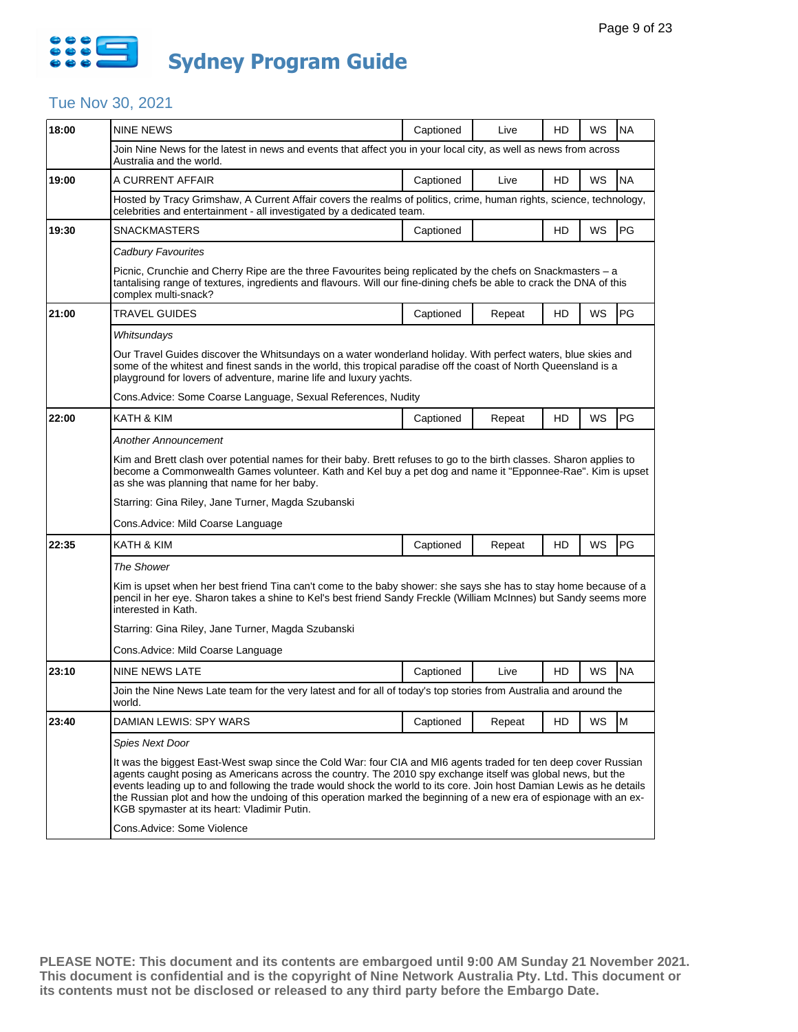# Sydney Program Guide

## Tue Nov 30, 2021

| Time | Program | Captioned | Status | HD | WS | Rating |
|---|---|---|---|---|---|---|
| 18:00 | NINE NEWS | Captioned | Live | HD | WS | NA |
| | Join Nine News for the latest in news and events that affect you in your local city, as well as news from across Australia and the world. | | | | | |
| 19:00 | A CURRENT AFFAIR | Captioned | Live | HD | WS | NA |
| | Hosted by Tracy Grimshaw, A Current Affair covers the realms of politics, crime, human rights, science, technology, celebrities and entertainment - all investigated by a dedicated team. | | | | | |
| 19:30 | SNACKMASTERS | Captioned | | HD | WS | PG |
| | *Cadbury Favourites*<br><br>Picnic, Crunchie and Cherry Ripe are the three Favourites being replicated by the chefs on Snackmasters – a tantalising range of textures, ingredients and flavours. Will our fine-dining chefs be able to crack the DNA of this complex multi-snack? | | | | | |
| 21:00 | TRAVEL GUIDES | Captioned | Repeat | HD | WS | PG |
| | *Whitsundays*<br><br>Our Travel Guides discover the Whitsundays on a water wonderland holiday. With perfect waters, blue skies and some of the whitest and finest sands in the world, this tropical paradise off the coast of North Queensland is a playground for lovers of adventure, marine life and luxury yachts.<br><br>Cons.Advice: Some Coarse Language, Sexual References, Nudity | | | | | |
| 22:00 | KATH & KIM | Captioned | Repeat | HD | WS | PG |
| | *Another Announcement*<br><br>Kim and Brett clash over potential names for their baby. Brett refuses to go to the birth classes. Sharon applies to become a Commonwealth Games volunteer. Kath and Kel buy a pet dog and name it "Epponnee-Rae". Kim is upset as she was planning that name for her baby.<br><br>Starring: Gina Riley, Jane Turner, Magda Szubanski<br><br>Cons.Advice: Mild Coarse Language | | | | | |
| 22:35 | KATH & KIM | Captioned | Repeat | HD | WS | PG |
| | *The Shower*<br><br>Kim is upset when her best friend Tina can't come to the baby shower: she says she has to stay home because of a pencil in her eye. Sharon takes a shine to Kel's best friend Sandy Freckle (William McInnes) but Sandy seems more interested in Kath.<br><br>Starring: Gina Riley, Jane Turner, Magda Szubanski<br><br>Cons.Advice: Mild Coarse Language | | | | | |
| 23:10 | NINE NEWS LATE | Captioned | Live | HD | WS | NA |
| | Join the Nine News Late team for the very latest and for all of today's top stories from Australia and around the world. | | | | | |
| 23:40 | DAMIAN LEWIS: SPY WARS | Captioned | Repeat | HD | WS | M |
| | *Spies Next Door*<br><br>It was the biggest East-West swap since the Cold War: four CIA and MI6 agents traded for ten deep cover Russian agents caught posing as Americans across the country. The 2010 spy exchange itself was global news, but the events leading up to and following the trade would shock the world to its core. Join host Damian Lewis as he details the Russian plot and how the undoing of this operation marked the beginning of a new era of espionage with an ex-KGB spymaster at its heart: Vladimir Putin.<br><br>Cons.Advice: Some Violence | | | | | |

**PLEASE NOTE: This document and its contents are embargoed until 9:00 AM Sunday 21 November 2021. This document is confidential and is the copyright of Nine Network Australia Pty. Ltd. This document or its contents must not be disclosed or released to any third party before the Embargo Date.**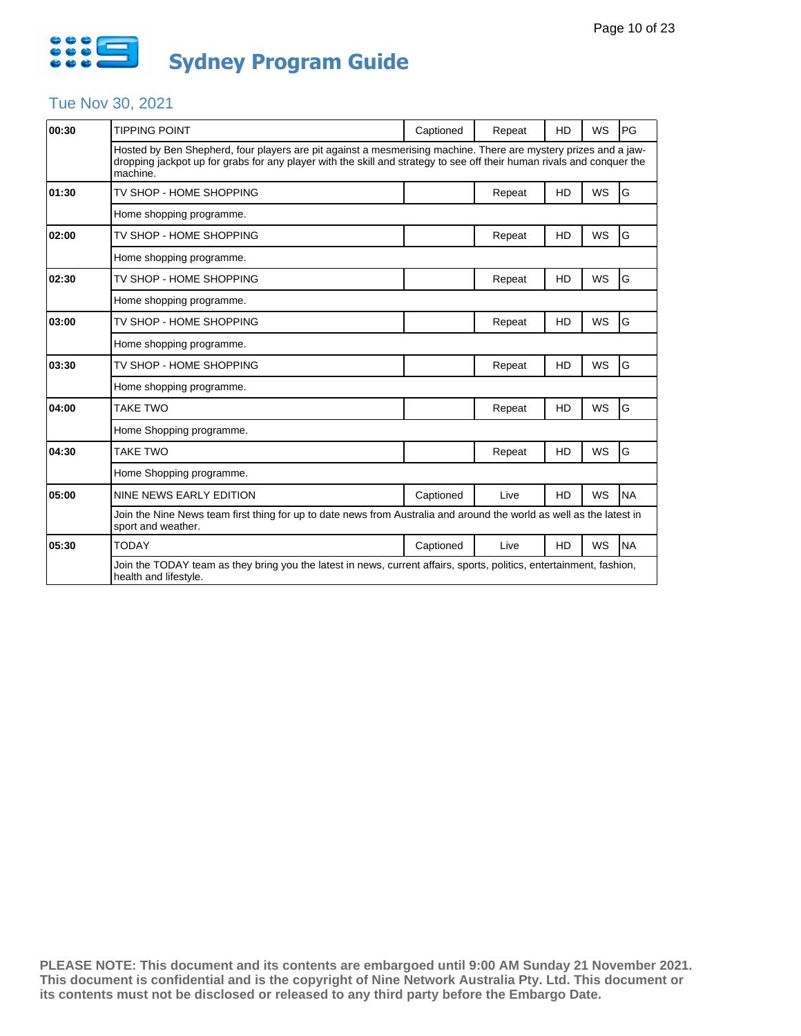# Sydney Program Guide

## Tue Nov 30, 2021

| Time | Program | Captioned | Repeat/Live | HD | WS | Rating |
|---|---|---|---|---|---|---|
| **00:30** | TIPPING POINT | Captioned | Repeat | HD | WS | PG |
| | Hosted by Ben Shepherd, four players are pit against a mesmerising machine. There are mystery prizes and a jaw-dropping jackpot up for grabs for any player with the skill and strategy to see off their human rivals and conquer the machine. | | | | | |
| **01:30** | TV SHOP - HOME SHOPPING | | Repeat | HD | WS | G |
| | Home shopping programme. | | | | | |
| **02:00** | TV SHOP - HOME SHOPPING | | Repeat | HD | WS | G |
| | Home shopping programme. | | | | | |
| **02:30** | TV SHOP - HOME SHOPPING | | Repeat | HD | WS | G |
| | Home shopping programme. | | | | | |
| **03:00** | TV SHOP - HOME SHOPPING | | Repeat | HD | WS | G |
| | Home shopping programme. | | | | | |
| **03:30** | TV SHOP - HOME SHOPPING | | Repeat | HD | WS | G |
| | Home shopping programme. | | | | | |
| **04:00** | TAKE TWO | | Repeat | HD | WS | G |
| | Home Shopping programme. | | | | | |
| **04:30** | TAKE TWO | | Repeat | HD | WS | G |
| | Home Shopping programme. | | | | | |
| **05:00** | NINE NEWS EARLY EDITION | Captioned | Live | HD | WS | NA |
| | Join the Nine News team first thing for up to date news from Australia and around the world as well as the latest in sport and weather. | | | | | |
| **05:30** | TODAY | Captioned | Live | HD | WS | NA |
| | Join the TODAY team as they bring you the latest in news, current affairs, sports, politics, entertainment, fashion, health and lifestyle. | | | | | |

**PLEASE NOTE: This document and its contents are embargoed until 9:00 AM Sunday 21 November 2021. This document is confidential and is the copyright of Nine Network Australia Pty. Ltd. This document or its contents must not be disclosed or released to any third party before the Embargo Date.**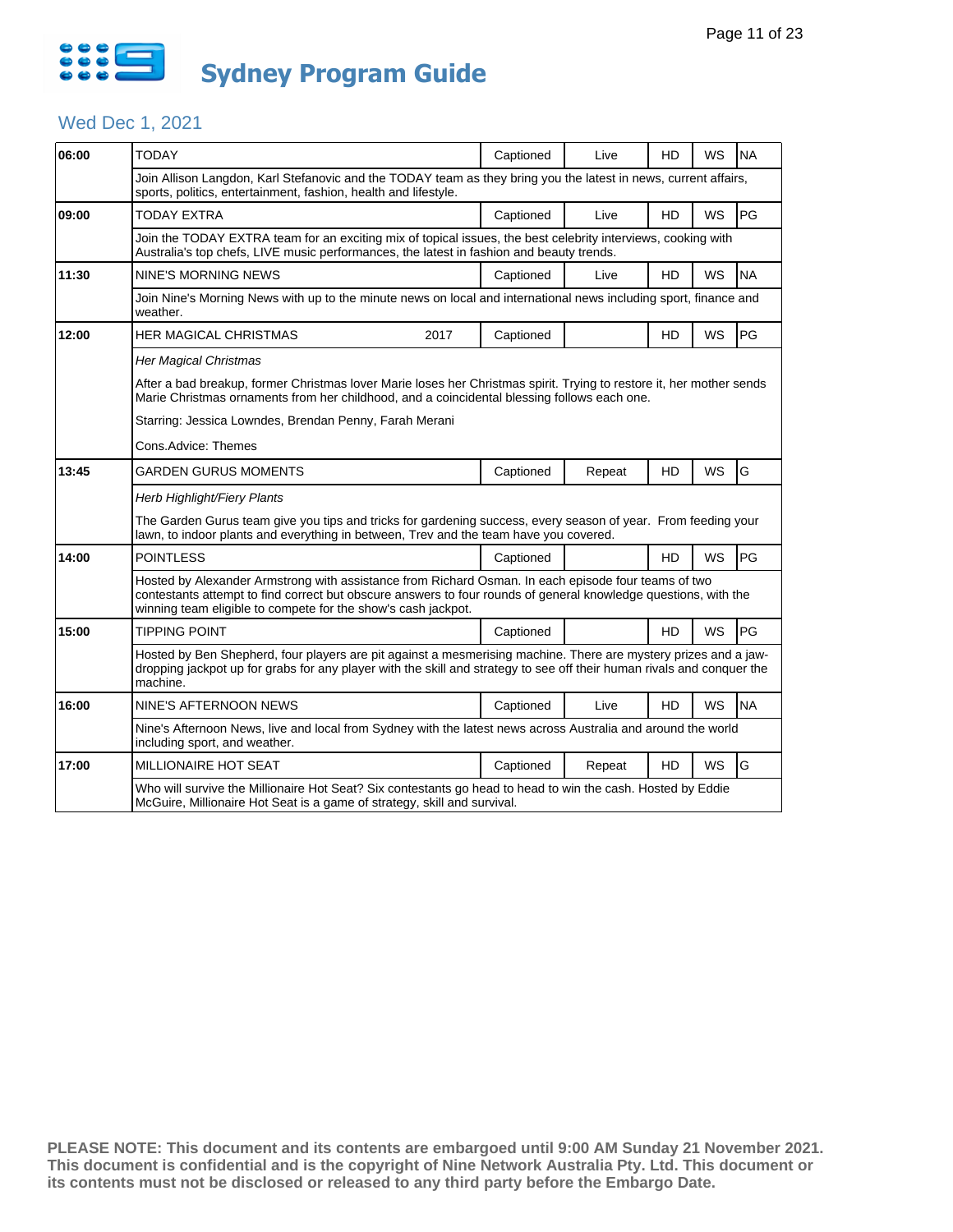# Sydney Program Guide

## Wed Dec 1, 2021

| Time | Program | Year | Captioned | Live/Repeat | HD | WS | Rating |
|---|---|---|---|---|---|---|---|
| 06:00 | TODAY | | Captioned | Live | HD | WS | NA |
| | Join Allison Langdon, Karl Stefanovic and the TODAY team as they bring you the latest in news, current affairs, sports, politics, entertainment, fashion, health and lifestyle. | | | | | | |
| 09:00 | TODAY EXTRA | | Captioned | Live | HD | WS | PG |
| | Join the TODAY EXTRA team for an exciting mix of topical issues, the best celebrity interviews, cooking with Australia's top chefs, LIVE music performances, the latest in fashion and beauty trends. | | | | | | |
| 11:30 | NINE'S MORNING NEWS | | Captioned | Live | HD | WS | NA |
| | Join Nine's Morning News with up to the minute news on local and international news including sport, finance and weather. | | | | | | |
| 12:00 | HER MAGICAL CHRISTMAS | 2017 | Captioned | | HD | WS | PG |
| | *Her Magical Christmas*<br><br>After a bad breakup, former Christmas lover Marie loses her Christmas spirit. Trying to restore it, her mother sends Marie Christmas ornaments from her childhood, and a coincidental blessing follows each one.<br><br>Starring: Jessica Lowndes, Brendan Penny, Farah Merani<br><br>Cons.Advice: Themes | | | | | | |
| 13:45 | GARDEN GURUS MOMENTS | | Captioned | Repeat | HD | WS | G |
| | *Herb Highlight/Fiery Plants*<br><br>The Garden Gurus team give you tips and tricks for gardening success, every season of year. From feeding your lawn, to indoor plants and everything in between, Trev and the team have you covered. | | | | | | |
| 14:00 | POINTLESS | | Captioned | | HD | WS | PG |
| | Hosted by Alexander Armstrong with assistance from Richard Osman. In each episode four teams of two contestants attempt to find correct but obscure answers to four rounds of general knowledge questions, with the winning team eligible to compete for the show's cash jackpot. | | | | | | |
| 15:00 | TIPPING POINT | | Captioned | | HD | WS | PG |
| | Hosted by Ben Shepherd, four players are pit against a mesmerising machine. There are mystery prizes and a jaw-dropping jackpot up for grabs for any player with the skill and strategy to see off their human rivals and conquer the machine. | | | | | | |
| 16:00 | NINE'S AFTERNOON NEWS | | Captioned | Live | HD | WS | NA |
| | Nine's Afternoon News, live and local from Sydney with the latest news across Australia and around the world including sport, and weather. | | | | | | |
| 17:00 | MILLIONAIRE HOT SEAT | | Captioned | Repeat | HD | WS | G |
| | Who will survive the Millionaire Hot Seat? Six contestants go head to head to win the cash. Hosted by Eddie McGuire, Millionaire Hot Seat is a game of strategy, skill and survival. | | | | | | |

**PLEASE NOTE: This document and its contents are embargoed until 9:00 AM Sunday 21 November 2021. This document is confidential and is the copyright of Nine Network Australia Pty. Ltd. This document or its contents must not be disclosed or released to any third party before the Embargo Date.**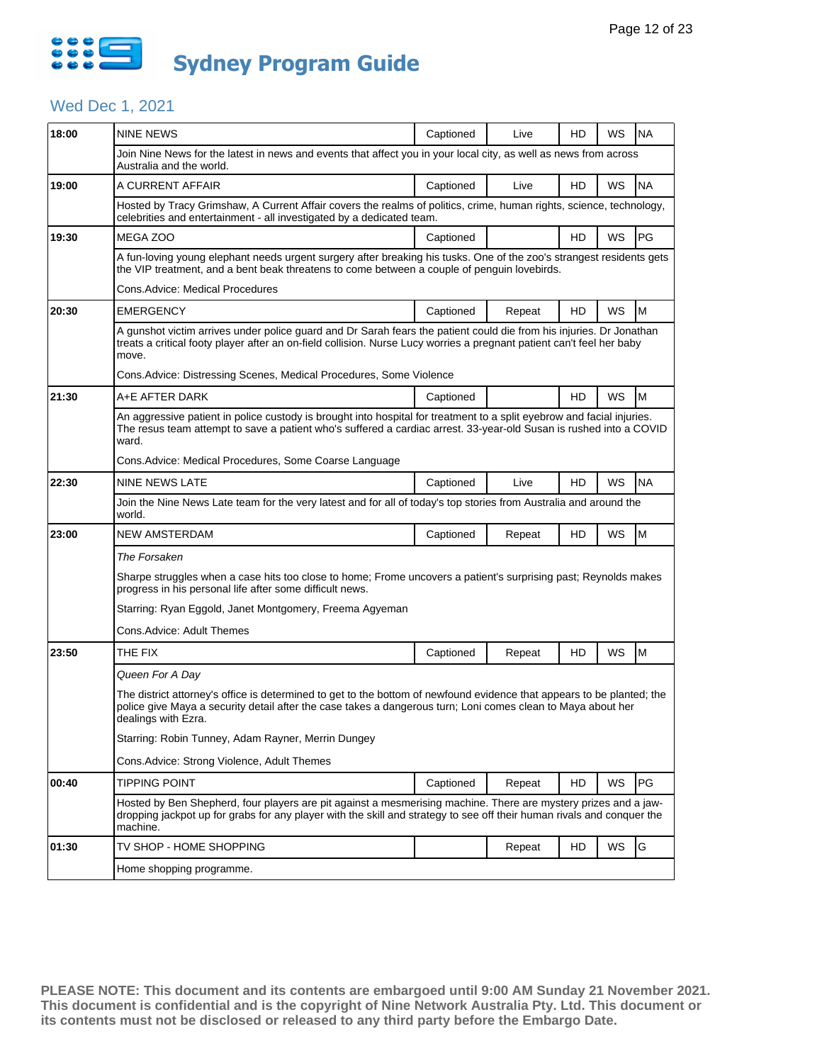# Sydney Program Guide

## Wed Dec 1, 2021

| Time | Program | Captioned | Status | HD | WS | Rating |
|---|---|---|---|---|---|---|
| 18:00 | NINE NEWS | Captioned | Live | HD | WS | NA |
| | Join Nine News for the latest in news and events that affect you in your local city, as well as news from across Australia and the world. | | | | | |
| 19:00 | A CURRENT AFFAIR | Captioned | Live | HD | WS | NA |
| | Hosted by Tracy Grimshaw, A Current Affair covers the realms of politics, crime, human rights, science, technology, celebrities and entertainment - all investigated by a dedicated team. | | | | | |
| 19:30 | MEGA ZOO | Captioned | | HD | WS | PG |
| | A fun-loving young elephant needs urgent surgery after breaking his tusks. One of the zoo's strangest residents gets the VIP treatment, and a bent beak threatens to come between a couple of penguin lovebirds.<br><br>Cons.Advice: Medical Procedures | | | | | |
| 20:30 | EMERGENCY | Captioned | Repeat | HD | WS | M |
| | A gunshot victim arrives under police guard and Dr Sarah fears the patient could die from his injuries. Dr Jonathan treats a critical footy player after an on-field collision. Nurse Lucy worries a pregnant patient can't feel her baby move.<br><br>Cons.Advice: Distressing Scenes, Medical Procedures, Some Violence | | | | | |
| 21:30 | A+E AFTER DARK | Captioned | | HD | WS | M |
| | An aggressive patient in police custody is brought into hospital for treatment to a split eyebrow and facial injuries. The resus team attempt to save a patient who's suffered a cardiac arrest. 33-year-old Susan is rushed into a COVID ward.<br><br>Cons.Advice: Medical Procedures, Some Coarse Language | | | | | |
| 22:30 | NINE NEWS LATE | Captioned | Live | HD | WS | NA |
| | Join the Nine News Late team for the very latest and for all of today's top stories from Australia and around the world. | | | | | |
| 23:00 | NEW AMSTERDAM | Captioned | Repeat | HD | WS | M |
| | *The Forsaken*<br><br>Sharpe struggles when a case hits too close to home; Frome uncovers a patient's surprising past; Reynolds makes progress in his personal life after some difficult news.<br><br>Starring: Ryan Eggold, Janet Montgomery, Freema Agyeman<br><br>Cons.Advice: Adult Themes | | | | | |
| 23:50 | THE FIX | Captioned | Repeat | HD | WS | M |
| | *Queen For A Day*<br><br>The district attorney's office is determined to get to the bottom of newfound evidence that appears to be planted; the police give Maya a security detail after the case takes a dangerous turn; Loni comes clean to Maya about her dealings with Ezra.<br><br>Starring: Robin Tunney, Adam Rayner, Merrin Dungey<br><br>Cons.Advice: Strong Violence, Adult Themes | | | | | |
| 00:40 | TIPPING POINT | Captioned | Repeat | HD | WS | PG |
| | Hosted by Ben Shepherd, four players are pit against a mesmerising machine. There are mystery prizes and a jaw-dropping jackpot up for grabs for any player with the skill and strategy to see off their human rivals and conquer the machine. | | | | | |
| 01:30 | TV SHOP - HOME SHOPPING | | Repeat | HD | WS | G |
| | Home shopping programme. | | | | | |

**PLEASE NOTE: This document and its contents are embargoed until 9:00 AM Sunday 21 November 2021. This document is confidential and is the copyright of Nine Network Australia Pty. Ltd. This document or its contents must not be disclosed or released to any third party before the Embargo Date.**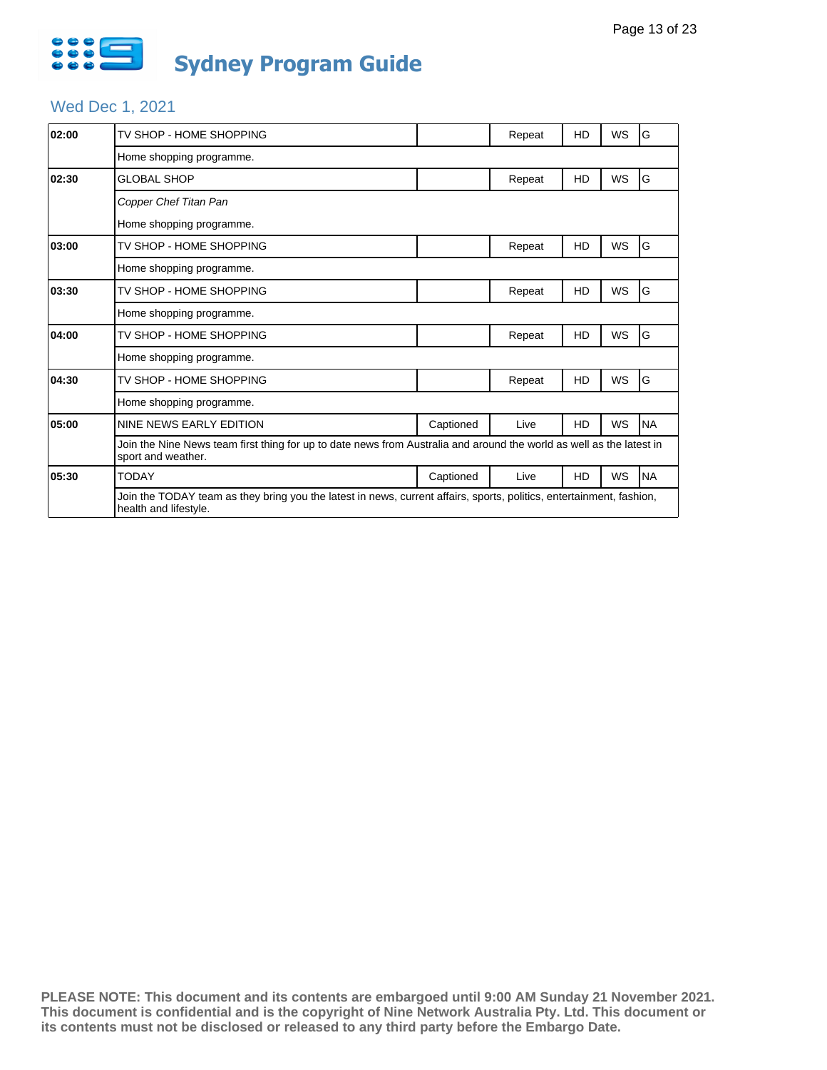# Sydney Program Guide

## Wed Dec 1, 2021

| Time | Program | Captioned | Status | HD | WS | Rating |
|---|---|---|---|---|---|---|
| 02:00 | TV SHOP - HOME SHOPPING | | Repeat | HD | WS | G |
| | Home shopping programme. | | | | | |
| 02:30 | GLOBAL SHOP | | Repeat | HD | WS | G |
| | *Copper Chef Titan Pan* | | | | | |
| | Home shopping programme. | | | | | |
| 03:00 | TV SHOP - HOME SHOPPING | | Repeat | HD | WS | G |
| | Home shopping programme. | | | | | |
| 03:30 | TV SHOP - HOME SHOPPING | | Repeat | HD | WS | G |
| | Home shopping programme. | | | | | |
| 04:00 | TV SHOP - HOME SHOPPING | | Repeat | HD | WS | G |
| | Home shopping programme. | | | | | |
| 04:30 | TV SHOP - HOME SHOPPING | | Repeat | HD | WS | G |
| | Home shopping programme. | | | | | |
| 05:00 | NINE NEWS EARLY EDITION | Captioned | Live | HD | WS | NA |
| | Join the Nine News team first thing for up to date news from Australia and around the world as well as the latest in sport and weather. | | | | | |
| 05:30 | TODAY | Captioned | Live | HD | WS | NA |
| | Join the TODAY team as they bring you the latest in news, current affairs, sports, politics, entertainment, fashion, health and lifestyle. | | | | | |

**PLEASE NOTE: This document and its contents are embargoed until 9:00 AM Sunday 21 November 2021. This document is confidential and is the copyright of Nine Network Australia Pty. Ltd. This document or its contents must not be disclosed or released to any third party before the Embargo Date.**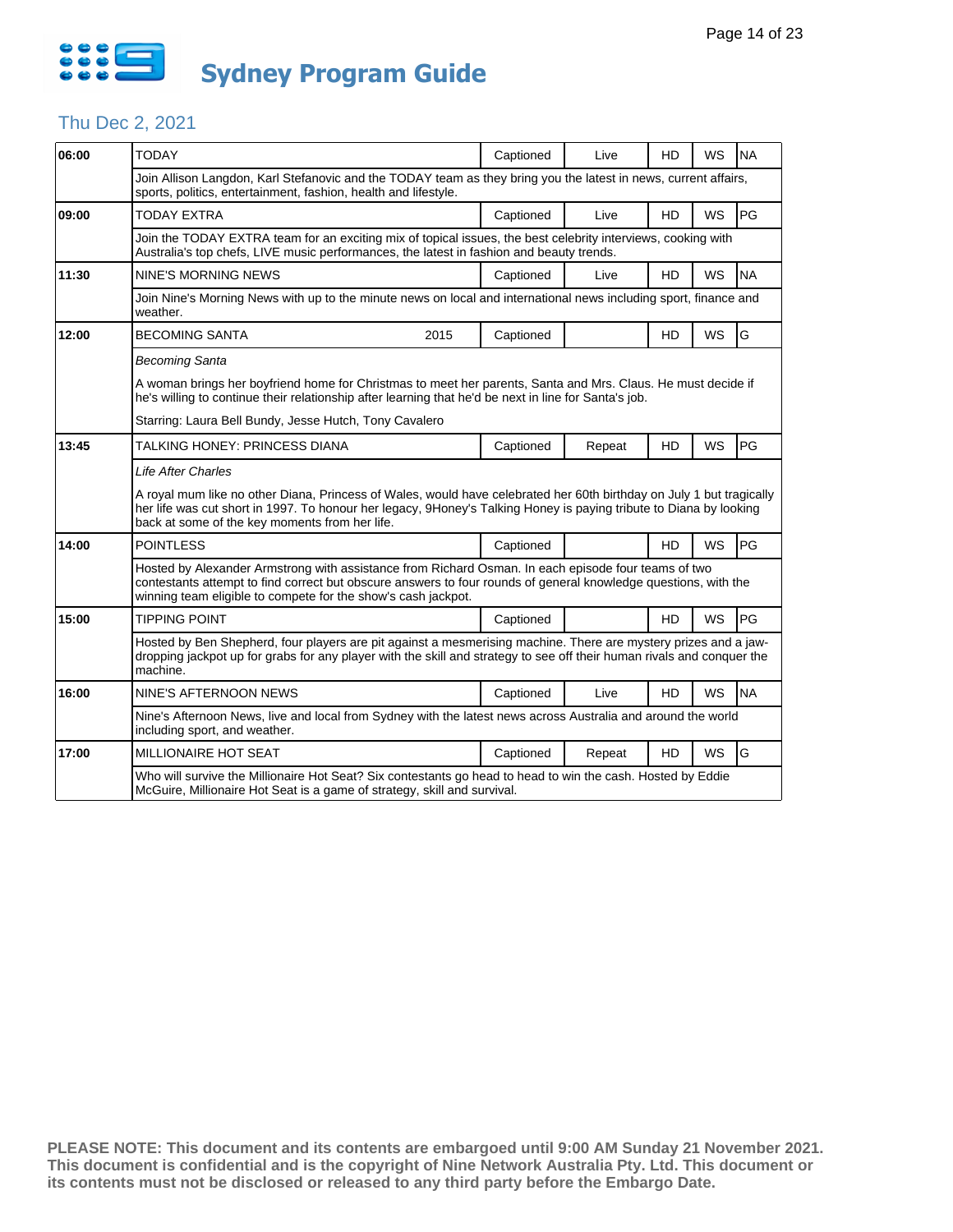# Sydney Program Guide

## Thu Dec 2, 2021

| Time | Program | Year | Captioned | Live/Repeat | HD | WS | Rating |
|---|---|---|---|---|---|---|---|
| 06:00 | TODAY | | Captioned | Live | HD | WS | NA |
| | Join Allison Langdon, Karl Stefanovic and the TODAY team as they bring you the latest in news, current affairs, sports, politics, entertainment, fashion, health and lifestyle. | | | | | | |
| 09:00 | TODAY EXTRA | | Captioned | Live | HD | WS | PG |
| | Join the TODAY EXTRA team for an exciting mix of topical issues, the best celebrity interviews, cooking with Australia's top chefs, LIVE music performances, the latest in fashion and beauty trends. | | | | | | |
| 11:30 | NINE'S MORNING NEWS | | Captioned | Live | HD | WS | NA |
| | Join Nine's Morning News with up to the minute news on local and international news including sport, finance and weather. | | | | | | |
| 12:00 | BECOMING SANTA | 2015 | Captioned | | HD | WS | G |
| | *Becoming Santa*<br><br>A woman brings her boyfriend home for Christmas to meet her parents, Santa and Mrs. Claus. He must decide if he's willing to continue their relationship after learning that he'd be next in line for Santa's job.<br><br>Starring: Laura Bell Bundy, Jesse Hutch, Tony Cavalero | | | | | | |
| 13:45 | TALKING HONEY: PRINCESS DIANA | | Captioned | Repeat | HD | WS | PG |
| | *Life After Charles*<br><br>A royal mum like no other Diana, Princess of Wales, would have celebrated her 60th birthday on July 1 but tragically her life was cut short in 1997. To honour her legacy, 9Honey's Talking Honey is paying tribute to Diana by looking back at some of the key moments from her life. | | | | | | |
| 14:00 | POINTLESS | | Captioned | | HD | WS | PG |
| | Hosted by Alexander Armstrong with assistance from Richard Osman. In each episode four teams of two contestants attempt to find correct but obscure answers to four rounds of general knowledge questions, with the winning team eligible to compete for the show's cash jackpot. | | | | | | |
| 15:00 | TIPPING POINT | | Captioned | | HD | WS | PG |
| | Hosted by Ben Shepherd, four players are pit against a mesmerising machine. There are mystery prizes and a jaw-dropping jackpot up for grabs for any player with the skill and strategy to see off their human rivals and conquer the machine. | | | | | | |
| 16:00 | NINE'S AFTERNOON NEWS | | Captioned | Live | HD | WS | NA |
| | Nine's Afternoon News, live and local from Sydney with the latest news across Australia and around the world including sport, and weather. | | | | | | |
| 17:00 | MILLIONAIRE HOT SEAT | | Captioned | Repeat | HD | WS | G |
| | Who will survive the Millionaire Hot Seat? Six contestants go head to head to win the cash. Hosted by Eddie McGuire, Millionaire Hot Seat is a game of strategy, skill and survival. | | | | | | |

**PLEASE NOTE: This document and its contents are embargoed until 9:00 AM Sunday 21 November 2021. This document is confidential and is the copyright of Nine Network Australia Pty. Ltd. This document or its contents must not be disclosed or released to any third party before the Embargo Date.**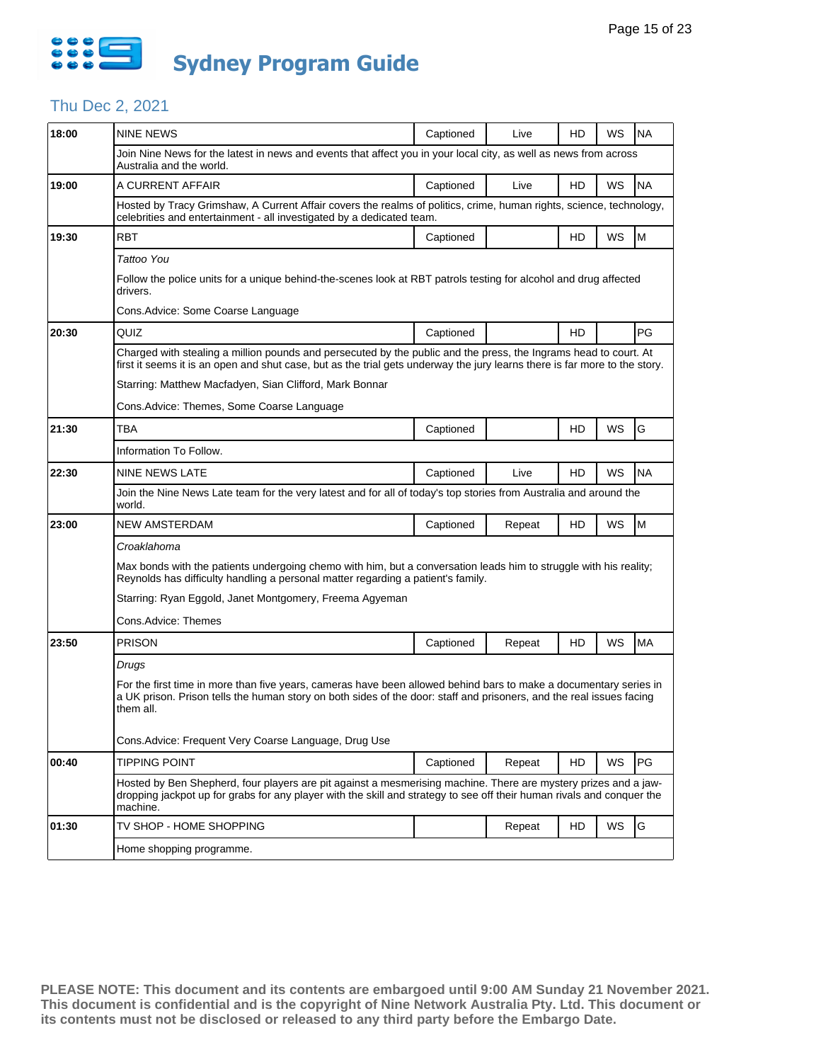# Sydney Program Guide

## Thu Dec 2, 2021

| Time | Program | Captioned | Status | HD | WS | Rating |
|---|---|---|---|---|---|---|
| 18:00 | NINE NEWS | Captioned | Live | HD | WS | NA |
| | Join Nine News for the latest in news and events that affect you in your local city, as well as news from across Australia and the world. | | | | | |
| 19:00 | A CURRENT AFFAIR | Captioned | Live | HD | WS | NA |
| | Hosted by Tracy Grimshaw, A Current Affair covers the realms of politics, crime, human rights, science, technology, celebrities and entertainment - all investigated by a dedicated team. | | | | | |
| 19:30 | RBT | Captioned | | HD | WS | M |
| | *Tattoo You*<br>Follow the police units for a unique behind-the-scenes look at RBT patrols testing for alcohol and drug affected drivers.<br>Cons.Advice: Some Coarse Language | | | | | |
| 20:30 | QUIZ | Captioned | | HD | | PG |
| | Charged with stealing a million pounds and persecuted by the public and the press, the Ingrams head to court. At first it seems it is an open and shut case, but as the trial gets underway the jury learns there is far more to the story.<br>Starring: Matthew Macfadyen, Sian Clifford, Mark Bonnar<br>Cons.Advice: Themes, Some Coarse Language | | | | | |
| 21:30 | TBA | Captioned | | HD | WS | G |
| | Information To Follow. | | | | | |
| 22:30 | NINE NEWS LATE | Captioned | Live | HD | WS | NA |
| | Join the Nine News Late team for the very latest and for all of today's top stories from Australia and around the world. | | | | | |
| 23:00 | NEW AMSTERDAM | Captioned | Repeat | HD | WS | M |
| | *Croaklahoma*<br>Max bonds with the patients undergoing chemo with him, but a conversation leads him to struggle with his reality; Reynolds has difficulty handling a personal matter regarding a patient's family.<br>Starring: Ryan Eggold, Janet Montgomery, Freema Agyeman<br>Cons.Advice: Themes | | | | | |
| 23:50 | PRISON | Captioned | Repeat | HD | WS | MA |
| | *Drugs*<br>For the first time in more than five years, cameras have been allowed behind bars to make a documentary series in a UK prison. Prison tells the human story on both sides of the door: staff and prisoners, and the real issues facing them all.<br>Cons.Advice: Frequent Very Coarse Language, Drug Use | | | | | |
| 00:40 | TIPPING POINT | Captioned | Repeat | HD | WS | PG |
| | Hosted by Ben Shepherd, four players are pit against a mesmerising machine. There are mystery prizes and a jaw-dropping jackpot up for grabs for any player with the skill and strategy to see off their human rivals and conquer the machine. | | | | | |
| 01:30 | TV SHOP - HOME SHOPPING | | Repeat | HD | WS | G |
| | Home shopping programme. | | | | | |

**PLEASE NOTE: This document and its contents are embargoed until 9:00 AM Sunday 21 November 2021. This document is confidential and is the copyright of Nine Network Australia Pty. Ltd. This document or its contents must not be disclosed or released to any third party before the Embargo Date.**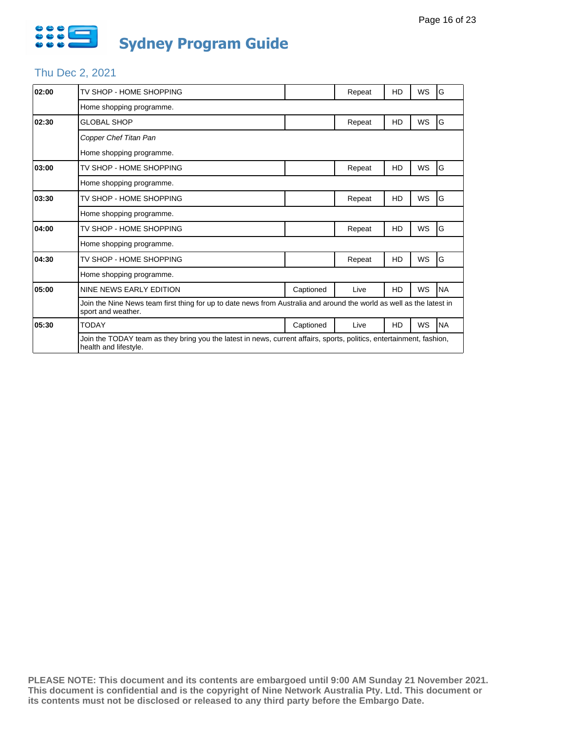# Sydney Program Guide

## Thu Dec 2, 2021

| Time | Program | Captioned | Status | HD | WS | Rating |
|---|---|---|---|---|---|---|
| 02:00 | TV SHOP - HOME SHOPPING | | Repeat | HD | WS | G |
| | Home shopping programme. | | | | | |
| 02:30 | GLOBAL SHOP | | Repeat | HD | WS | G |
| | *Copper Chef Titan Pan* | | | | | |
| | Home shopping programme. | | | | | |
| 03:00 | TV SHOP - HOME SHOPPING | | Repeat | HD | WS | G |
| | Home shopping programme. | | | | | |
| 03:30 | TV SHOP - HOME SHOPPING | | Repeat | HD | WS | G |
| | Home shopping programme. | | | | | |
| 04:00 | TV SHOP - HOME SHOPPING | | Repeat | HD | WS | G |
| | Home shopping programme. | | | | | |
| 04:30 | TV SHOP - HOME SHOPPING | | Repeat | HD | WS | G |
| | Home shopping programme. | | | | | |
| 05:00 | NINE NEWS EARLY EDITION | Captioned | Live | HD | WS | NA |
| | Join the Nine News team first thing for up to date news from Australia and around the world as well as the latest in sport and weather. | | | | | |
| 05:30 | TODAY | Captioned | Live | HD | WS | NA |
| | Join the TODAY team as they bring you the latest in news, current affairs, sports, politics, entertainment, fashion, health and lifestyle. | | | | | |

**PLEASE NOTE: This document and its contents are embargoed until 9:00 AM Sunday 21 November 2021. This document is confidential and is the copyright of Nine Network Australia Pty. Ltd. This document or its contents must not be disclosed or released to any third party before the Embargo Date.**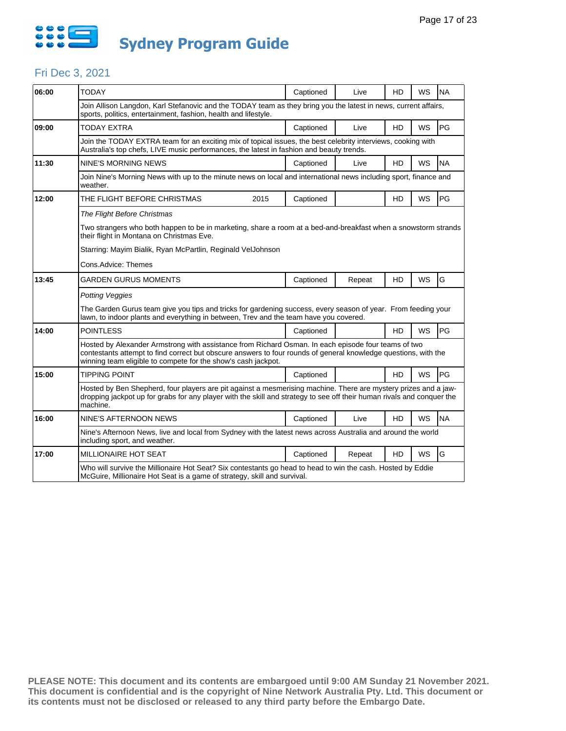# Sydney Program Guide

## Fri Dec 3, 2021

| Time | Program | | Captioned | Live/Repeat | HD | WS | Rating |
|---|---|---|---|---|---|---|---|
| 06:00 | TODAY | | Captioned | Live | HD | WS | NA |
| | Join Allison Langdon, Karl Stefanovic and the TODAY team as they bring you the latest in news, current affairs, sports, politics, entertainment, fashion, health and lifestyle. | | | | | | |
| 09:00 | TODAY EXTRA | | Captioned | Live | HD | WS | PG |
| | Join the TODAY EXTRA team for an exciting mix of topical issues, the best celebrity interviews, cooking with Australia's top chefs, LIVE music performances, the latest in fashion and beauty trends. | | | | | | |
| 11:30 | NINE'S MORNING NEWS | | Captioned | Live | HD | WS | NA |
| | Join Nine's Morning News with up to the minute news on local and international news including sport, finance and weather. | | | | | | |
| 12:00 | THE FLIGHT BEFORE CHRISTMAS | 2015 | Captioned | | HD | WS | PG |
| | *The Flight Before Christmas*<br><br>Two strangers who both happen to be in marketing, share a room at a bed-and-breakfast when a snowstorm strands their flight in Montana on Christmas Eve.<br><br>Starring: Mayim Bialik, Ryan McPartlin, Reginald VelJohnson<br><br>Cons.Advice: Themes | | | | | | |
| 13:45 | GARDEN GURUS MOMENTS | | Captioned | Repeat | HD | WS | G |
| | *Potting Veggies*<br><br>The Garden Gurus team give you tips and tricks for gardening success, every season of year. From feeding your lawn, to indoor plants and everything in between, Trev and the team have you covered. | | | | | | |
| 14:00 | POINTLESS | | Captioned | | HD | WS | PG |
| | Hosted by Alexander Armstrong with assistance from Richard Osman. In each episode four teams of two contestants attempt to find correct but obscure answers to four rounds of general knowledge questions, with the winning team eligible to compete for the show's cash jackpot. | | | | | | |
| 15:00 | TIPPING POINT | | Captioned | | HD | WS | PG |
| | Hosted by Ben Shepherd, four players are pit against a mesmerising machine. There are mystery prizes and a jaw-dropping jackpot up for grabs for any player with the skill and strategy to see off their human rivals and conquer the machine. | | | | | | |
| 16:00 | NINE'S AFTERNOON NEWS | | Captioned | Live | HD | WS | NA |
| | Nine's Afternoon News, live and local from Sydney with the latest news across Australia and around the world including sport, and weather. | | | | | | |
| 17:00 | MILLIONAIRE HOT SEAT | | Captioned | Repeat | HD | WS | G |
| | Who will survive the Millionaire Hot Seat? Six contestants go head to head to win the cash. Hosted by Eddie McGuire, Millionaire Hot Seat is a game of strategy, skill and survival. | | | | | | |

**PLEASE NOTE: This document and its contents are embargoed until 9:00 AM Sunday 21 November 2021. This document is confidential and is the copyright of Nine Network Australia Pty. Ltd. This document or its contents must not be disclosed or released to any third party before the Embargo Date.**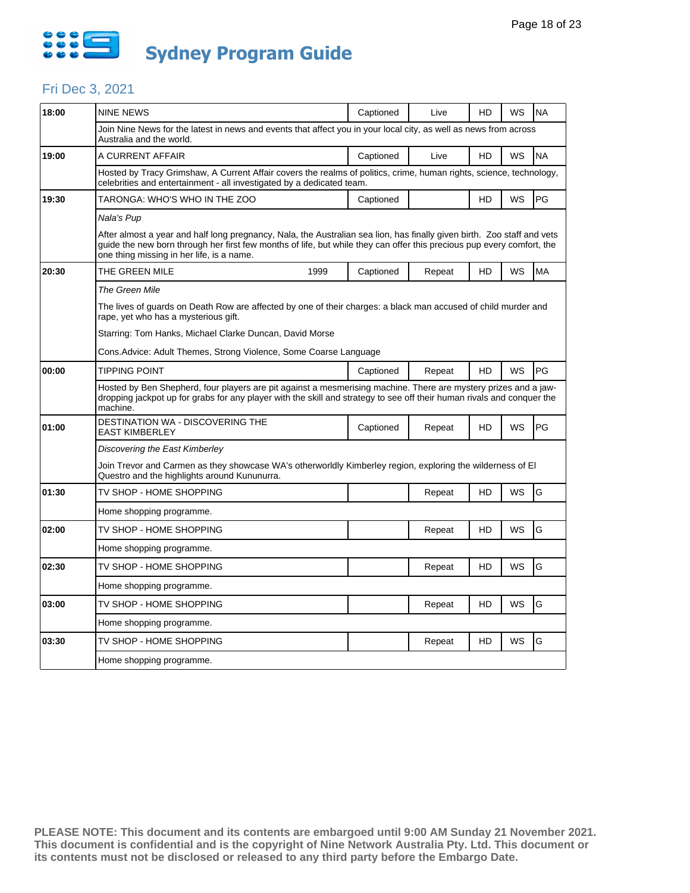# Sydney Program Guide

## Fri Dec 3, 2021

| Time | Program | Year | Captioned | Status | HD | WS | Rating |
|---|---|---|---|---|---|---|---|
| 18:00 | NINE NEWS | | Captioned | Live | HD | WS | NA |
| | Join Nine News for the latest in news and events that affect you in your local city, as well as news from across Australia and the world. | | | | | | |
| 19:00 | A CURRENT AFFAIR | | Captioned | Live | HD | WS | NA |
| | Hosted by Tracy Grimshaw, A Current Affair covers the realms of politics, crime, human rights, science, technology, celebrities and entertainment - all investigated by a dedicated team. | | | | | | |
| 19:30 | TARONGA: WHO'S WHO IN THE ZOO | | Captioned | | HD | WS | PG |
| | *Nala's Pup* | | | | | | |
| | After almost a year and half long pregnancy, Nala, the Australian sea lion, has finally given birth. Zoo staff and vets guide the new born through her first few months of life, but while they can offer this precious pup every comfort, the one thing missing in her life, is a name. | | | | | | |
| 20:30 | THE GREEN MILE | 1999 | Captioned | Repeat | HD | WS | MA |
| | *The Green Mile* | | | | | | |
| | The lives of guards on Death Row are affected by one of their charges: a black man accused of child murder and rape, yet who has a mysterious gift. | | | | | | |
| | Starring: Tom Hanks, Michael Clarke Duncan, David Morse | | | | | | |
| | Cons.Advice: Adult Themes, Strong Violence, Some Coarse Language | | | | | | |
| 00:00 | TIPPING POINT | | Captioned | Repeat | HD | WS | PG |
| | Hosted by Ben Shepherd, four players are pit against a mesmerising machine. There are mystery prizes and a jaw-dropping jackpot up for grabs for any player with the skill and strategy to see off their human rivals and conquer the machine. | | | | | | |
| 01:00 | DESTINATION WA - DISCOVERING THE EAST KIMBERLEY | | Captioned | Repeat | HD | WS | PG |
| | *Discovering the East Kimberley* | | | | | | |
| | Join Trevor and Carmen as they showcase WA's otherworldly Kimberley region, exploring the wilderness of El Questro and the highlights around Kununurra. | | | | | | |
| 01:30 | TV SHOP - HOME SHOPPING | | | Repeat | HD | WS | G |
| | Home shopping programme. | | | | | | |
| 02:00 | TV SHOP - HOME SHOPPING | | | Repeat | HD | WS | G |
| | Home shopping programme. | | | | | | |
| 02:30 | TV SHOP - HOME SHOPPING | | | Repeat | HD | WS | G |
| | Home shopping programme. | | | | | | |
| 03:00 | TV SHOP - HOME SHOPPING | | | Repeat | HD | WS | G |
| | Home shopping programme. | | | | | | |
| 03:30 | TV SHOP - HOME SHOPPING | | | Repeat | HD | WS | G |
| | Home shopping programme. | | | | | | |

**PLEASE NOTE: This document and its contents are embargoed until 9:00 AM Sunday 21 November 2021. This document is confidential and is the copyright of Nine Network Australia Pty. Ltd. This document or its contents must not be disclosed or released to any third party before the Embargo Date.**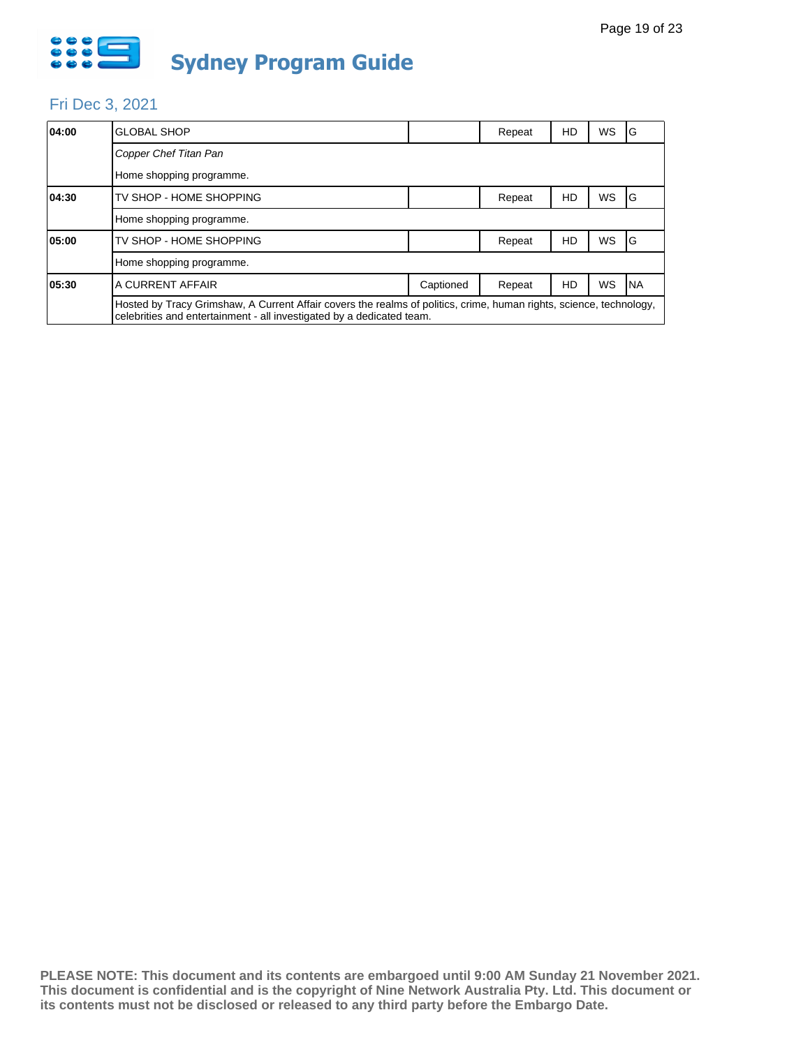# Sydney Program Guide

## Fri Dec 3, 2021

| Time | Program | Captioned | Repeat | HD | WS | Rating |
|---|---|---|---|---|---|---|
| 04:00 | GLOBAL SHOP | | Repeat | HD | WS | G |
| | *Copper Chef Titan Pan* | | | | | |
| | Home shopping programme. | | | | | |
| 04:30 | TV SHOP - HOME SHOPPING | | Repeat | HD | WS | G |
| | Home shopping programme. | | | | | |
| 05:00 | TV SHOP - HOME SHOPPING | | Repeat | HD | WS | G |
| | Home shopping programme. | | | | | |
| 05:30 | A CURRENT AFFAIR | Captioned | Repeat | HD | WS | NA |
| | Hosted by Tracy Grimshaw, A Current Affair covers the realms of politics, crime, human rights, science, technology, celebrities and entertainment - all investigated by a dedicated team. | | | | | |

**PLEASE NOTE: This document and its contents are embargoed until 9:00 AM Sunday 21 November 2021. This document is confidential and is the copyright of Nine Network Australia Pty. Ltd. This document or its contents must not be disclosed or released to any third party before the Embargo Date.**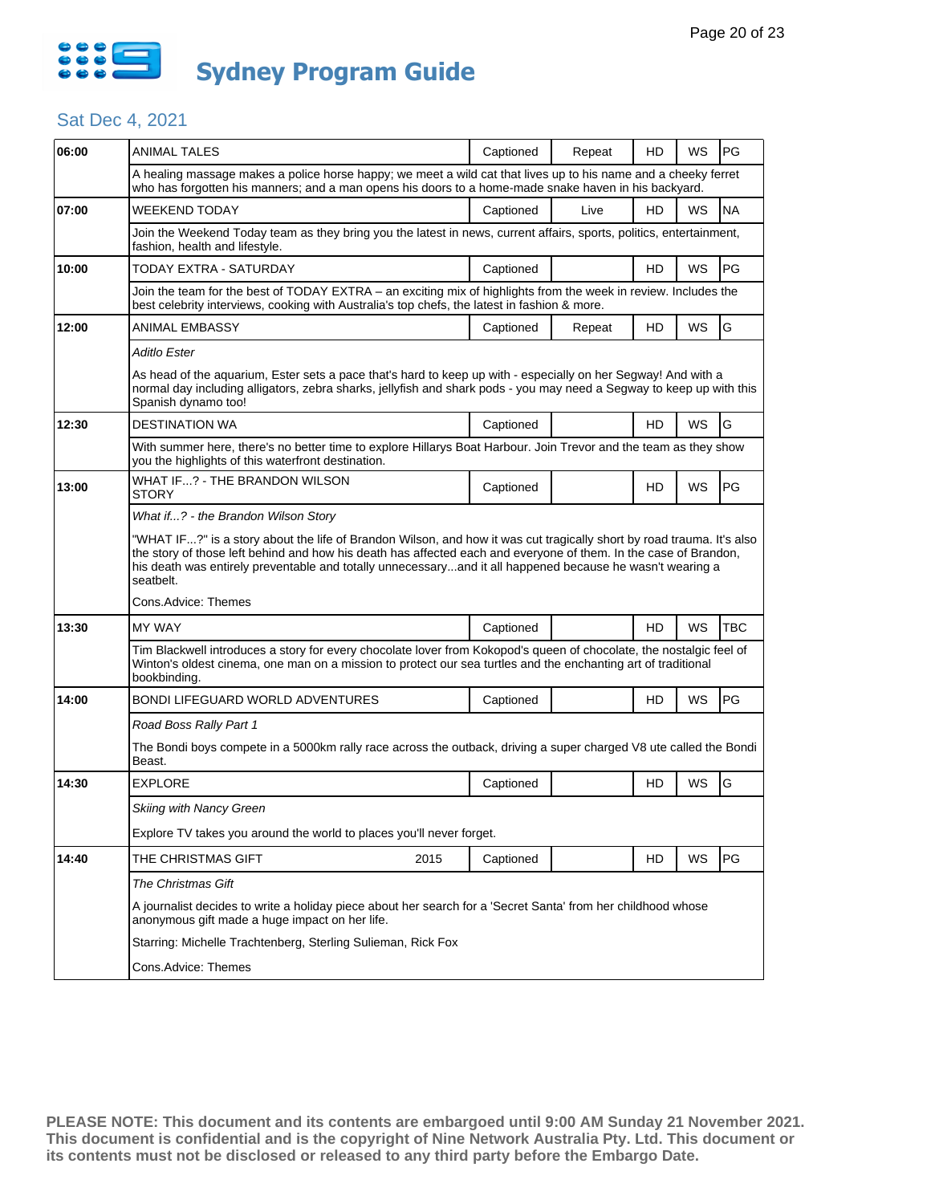# Sydney Program Guide

## Sat Dec 4, 2021

| Time | Program | Year | Captioned | Repeat/Live | HD | WS | Rating |
|---|---|---|---|---|---|---|---|
| 06:00 | ANIMAL TALES | | Captioned | Repeat | HD | WS | PG |
| | A healing massage makes a police horse happy; we meet a wild cat that lives up to his name and a cheeky ferret who has forgotten his manners; and a man opens his doors to a home-made snake haven in his backyard. | | | | | | |
| 07:00 | WEEKEND TODAY | | Captioned | Live | HD | WS | NA |
| | Join the Weekend Today team as they bring you the latest in news, current affairs, sports, politics, entertainment, fashion, health and lifestyle. | | | | | | |
| 10:00 | TODAY EXTRA - SATURDAY | | Captioned | | HD | WS | PG |
| | Join the team for the best of TODAY EXTRA – an exciting mix of highlights from the week in review. Includes the best celebrity interviews, cooking with Australia's top chefs, the latest in fashion & more. | | | | | | |
| 12:00 | ANIMAL EMBASSY | | Captioned | Repeat | HD | WS | G |
| | *Aditlo Ester*<br><br>As head of the aquarium, Ester sets a pace that's hard to keep up with - especially on her Segway! And with a normal day including alligators, zebra sharks, jellyfish and shark pods - you may need a Segway to keep up with this Spanish dynamo too! | | | | | | |
| 12:30 | DESTINATION WA | | Captioned | | HD | WS | G |
| | With summer here, there's no better time to explore Hillarys Boat Harbour. Join Trevor and the team as they show you the highlights of this waterfront destination. | | | | | | |
| 13:00 | WHAT IF...? - THE BRANDON WILSON STORY | | Captioned | | HD | WS | PG |
| | *What if...? - the Brandon Wilson Story*<br><br>"WHAT IF...?" is a story about the life of Brandon Wilson, and how it was cut tragically short by road trauma. It's also the story of those left behind and how his death has affected each and everyone of them. In the case of Brandon, his death was entirely preventable and totally unnecessary...and it all happened because he wasn't wearing a seatbelt.<br><br>Cons.Advice: Themes | | | | | | |
| 13:30 | MY WAY | | Captioned | | HD | WS | TBC |
| | Tim Blackwell introduces a story for every chocolate lover from Kokopod's queen of chocolate, the nostalgic feel of Winton's oldest cinema, one man on a mission to protect our sea turtles and the enchanting art of traditional bookbinding. | | | | | | |
| 14:00 | BONDI LIFEGUARD WORLD ADVENTURES | | Captioned | | HD | WS | PG |
| | *Road Boss Rally Part 1*<br><br>The Bondi boys compete in a 5000km rally race across the outback, driving a super charged V8 ute called the Bondi Beast. | | | | | | |
| 14:30 | EXPLORE | | Captioned | | HD | WS | G |
| | *Skiing with Nancy Green*<br><br>Explore TV takes you around the world to places you'll never forget. | | | | | | |
| 14:40 | THE CHRISTMAS GIFT | 2015 | Captioned | | HD | WS | PG |
| | *The Christmas Gift*<br><br>A journalist decides to write a holiday piece about her search for a 'Secret Santa' from her childhood whose anonymous gift made a huge impact on her life.<br><br>Starring: Michelle Trachtenberg, Sterling Sulieman, Rick Fox<br><br>Cons.Advice: Themes | | | | | | |

**PLEASE NOTE: This document and its contents are embargoed until 9:00 AM Sunday 21 November 2021. This document is confidential and is the copyright of Nine Network Australia Pty. Ltd. This document or its contents must not be disclosed or released to any third party before the Embargo Date.**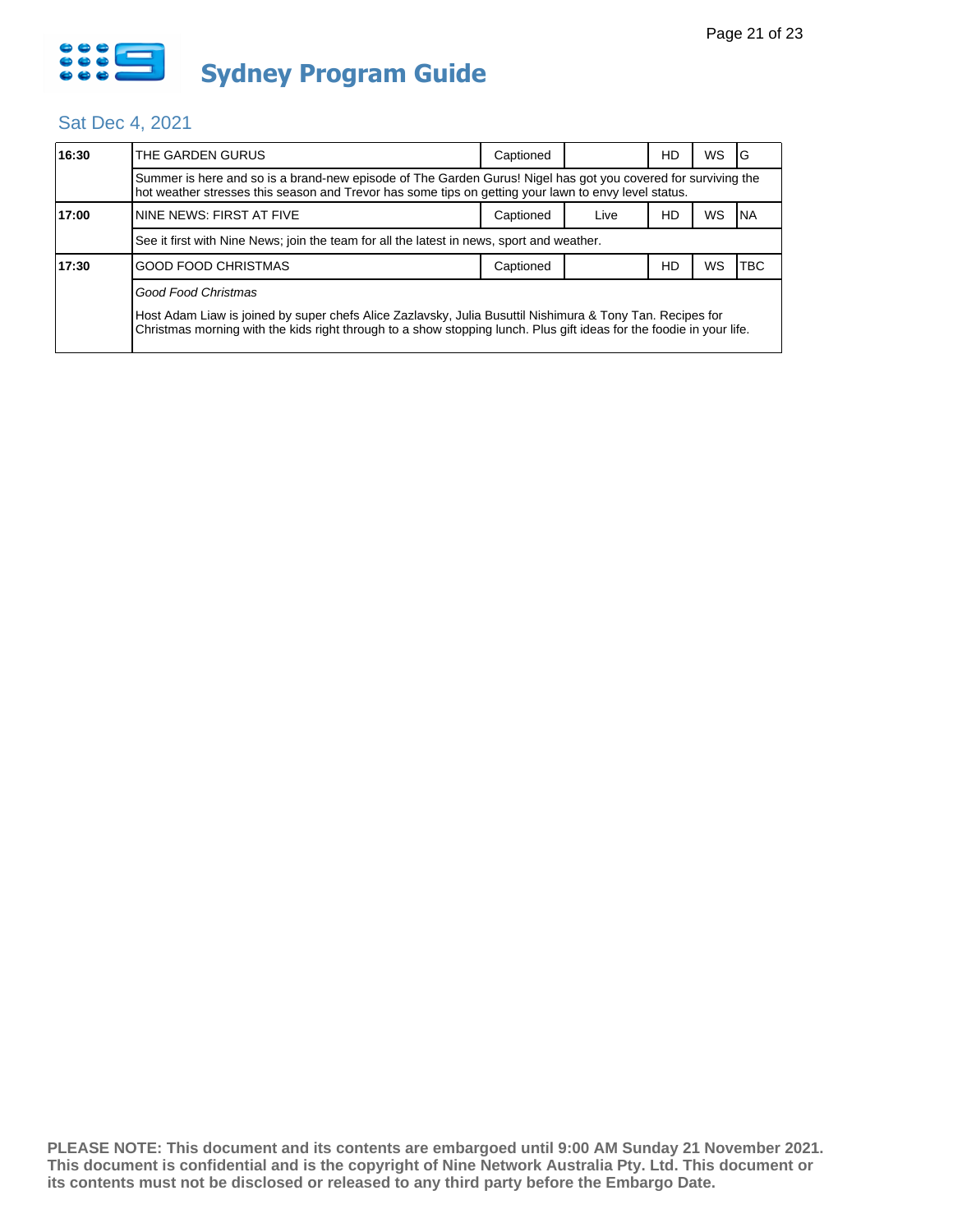# Sydney Program Guide

## Sat Dec 4, 2021

| Time | Program | Captioned | Live | HD | WS | Rating |
|---|---|---|---|---|---|---|
| 16:30 | THE GARDEN GURUS | Captioned | | HD | WS | G |
| | Summer is here and so is a brand-new episode of The Garden Gurus! Nigel has got you covered for surviving the hot weather stresses this season and Trevor has some tips on getting your lawn to envy level status. | | | | | |
| 17:00 | NINE NEWS: FIRST AT FIVE | Captioned | Live | HD | WS | NA |
| | See it first with Nine News; join the team for all the latest in news, sport and weather. | | | | | |
| 17:30 | GOOD FOOD CHRISTMAS | Captioned | | HD | WS | TBC |
| | *Good Food Christmas* Host Adam Liaw is joined by super chefs Alice Zazlavsky, Julia Busuttil Nishimura & Tony Tan. Recipes for Christmas morning with the kids right through to a show stopping lunch. Plus gift ideas for the foodie in your life. | | | | | |

**PLEASE NOTE: This document and its contents are embargoed until 9:00 AM Sunday 21 November 2021. This document is confidential and is the copyright of Nine Network Australia Pty. Ltd. This document or its contents must not be disclosed or released to any third party before the Embargo Date.**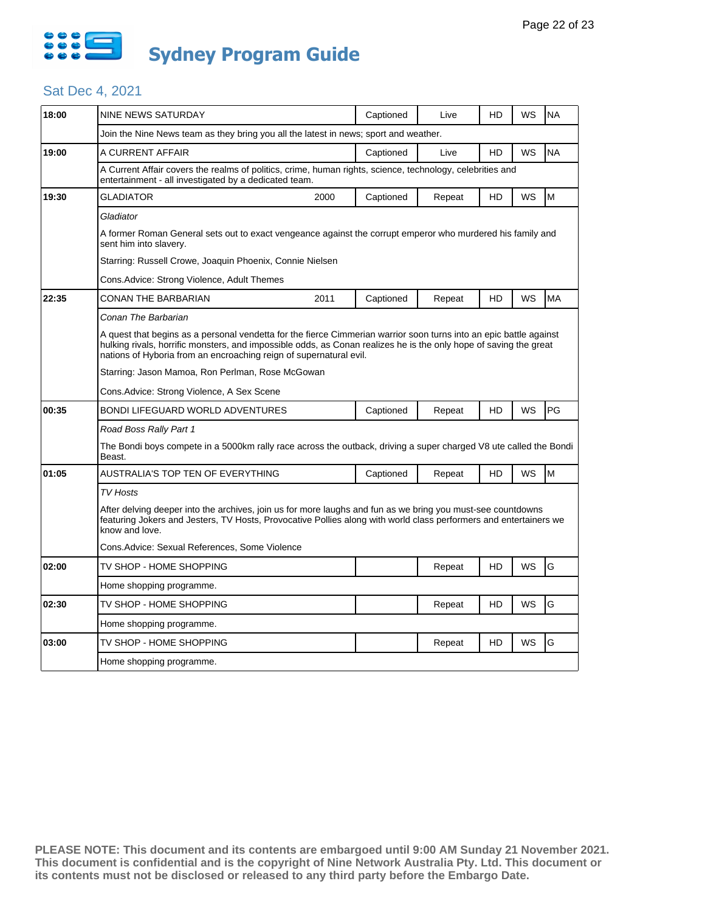# Sydney Program Guide

## Sat Dec 4, 2021

| Time | Program | Year | Captioned | Status | HD | WS | Rating |
|---|---|---|---|---|---|---|---|
| 18:00 | NINE NEWS SATURDAY | | Captioned | Live | HD | WS | NA |
| | Join the Nine News team as they bring you all the latest in news; sport and weather. | | | | | | |
| 19:00 | A CURRENT AFFAIR | | Captioned | Live | HD | WS | NA |
| | A Current Affair covers the realms of politics, crime, human rights, science, technology, celebrities and entertainment - all investigated by a dedicated team. | | | | | | |
| 19:30 | GLADIATOR | 2000 | Captioned | Repeat | HD | WS | M |
| | *Gladiator*<br>A former Roman General sets out to exact vengeance against the corrupt emperor who murdered his family and sent him into slavery.<br>Starring: Russell Crowe, Joaquin Phoenix, Connie Nielsen<br>Cons.Advice: Strong Violence, Adult Themes | | | | | | |
| 22:35 | CONAN THE BARBARIAN | 2011 | Captioned | Repeat | HD | WS | MA |
| | *Conan The Barbarian*<br>A quest that begins as a personal vendetta for the fierce Cimmerian warrior soon turns into an epic battle against hulking rivals, horrific monsters, and impossible odds, as Conan realizes he is the only hope of saving the great nations of Hyboria from an encroaching reign of supernatural evil.<br>Starring: Jason Mamoa, Ron Perlman, Rose McGowan<br>Cons.Advice: Strong Violence, A Sex Scene | | | | | | |
| 00:35 | BONDI LIFEGUARD WORLD ADVENTURES | | Captioned | Repeat | HD | WS | PG |
| | *Road Boss Rally Part 1*<br>The Bondi boys compete in a 5000km rally race across the outback, driving a super charged V8 ute called the Bondi Beast. | | | | | | |
| 01:05 | AUSTRALIA'S TOP TEN OF EVERYTHING | | Captioned | Repeat | HD | WS | M |
| | *TV Hosts*<br>After delving deeper into the archives, join us for more laughs and fun as we bring you must-see countdowns featuring Jokers and Jesters, TV Hosts, Provocative Pollies along with world class performers and entertainers we know and love.<br>Cons.Advice: Sexual References, Some Violence | | | | | | |
| 02:00 | TV SHOP - HOME SHOPPING | | | Repeat | HD | WS | G |
| | Home shopping programme. | | | | | | |
| 02:30 | TV SHOP - HOME SHOPPING | | | Repeat | HD | WS | G |
| | Home shopping programme. | | | | | | |
| 03:00 | TV SHOP - HOME SHOPPING | | | Repeat | HD | WS | G |
| | Home shopping programme. | | | | | | |

**PLEASE NOTE: This document and its contents are embargoed until 9:00 AM Sunday 21 November 2021. This document is confidential and is the copyright of Nine Network Australia Pty. Ltd. This document or its contents must not be disclosed or released to any third party before the Embargo Date.**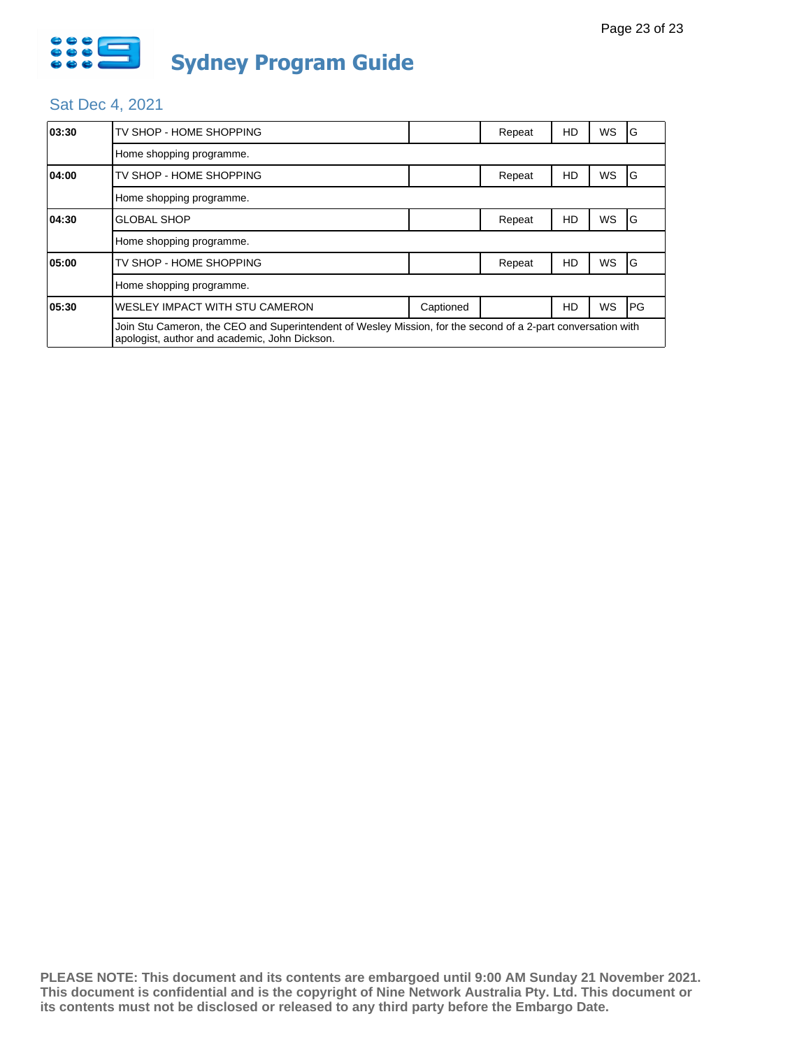# Sydney Program Guide

## Sat Dec 4, 2021

| | | | | | | |
|---|---|---|---|---|---|---|
| **03:30** | TV SHOP - HOME SHOPPING | | Repeat | HD | WS | G |
| | Home shopping programme. | | | | | |
| **04:00** | TV SHOP - HOME SHOPPING | | Repeat | HD | WS | G |
| | Home shopping programme. | | | | | |
| **04:30** | GLOBAL SHOP | | Repeat | HD | WS | G |
| | Home shopping programme. | | | | | |
| **05:00** | TV SHOP - HOME SHOPPING | | Repeat | HD | WS | G |
| | Home shopping programme. | | | | | |
| **05:30** | WESLEY IMPACT WITH STU CAMERON | Captioned | | HD | WS | PG |
| | Join Stu Cameron, the CEO and Superintendent of Wesley Mission, for the second of a 2-part conversation with apologist, author and academic, John Dickson. | | | | | |

**PLEASE NOTE: This document and its contents are embargoed until 9:00 AM Sunday 21 November 2021. This document is confidential and is the copyright of Nine Network Australia Pty. Ltd. This document or its contents must not be disclosed or released to any third party before the Embargo Date.**